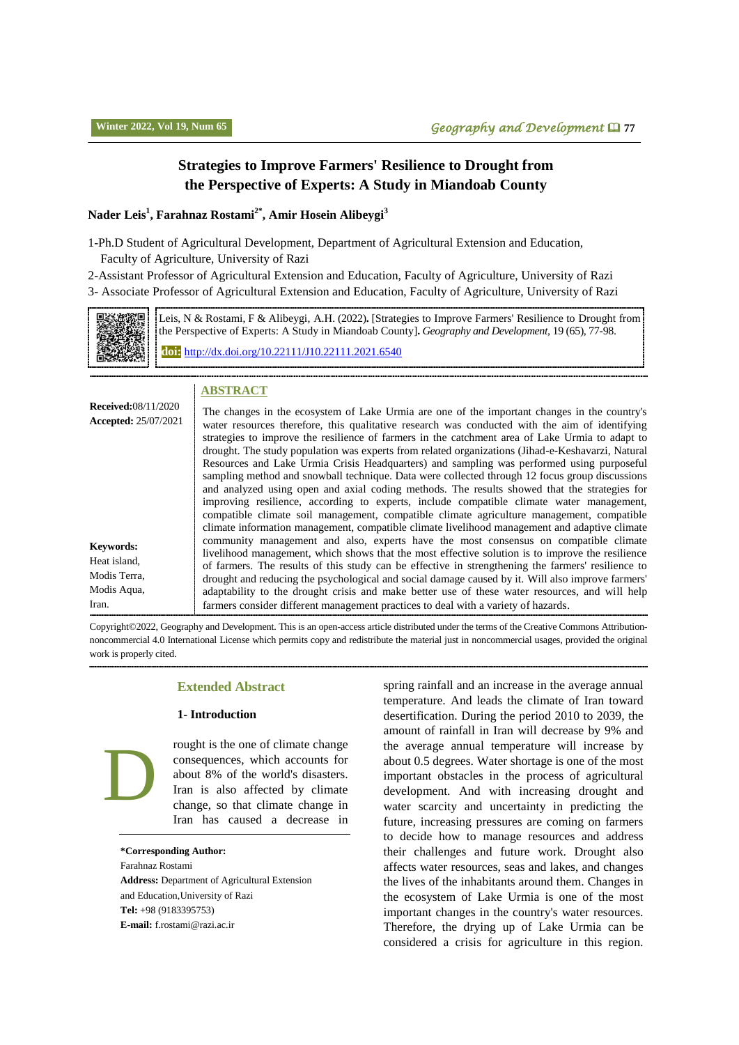# Strategies to Improve Farmers' Resilience to Drought from the Perspective of Experts: A Study in Miandoab County

**Nader Leis[1], Farahnaz Rostami[2*], Amir Hosein Alibeygi[3]**

1-Ph.D Student of Agricultural Development, Department of Agricultural Extension and Education, Faculty of Agriculture, University of Razi

2-Assistant Professor of Agricultural Extension and Education, Faculty of Agriculture, University of Razi

3- Associate Professor of Agricultural Extension and Education, Faculty of Agriculture, University of Razi

Leis, N & Rostami, F & Alibeygi, A.H. (2022). [Strategies to Improve Farmers' Resilience to Drought from the Perspective of Experts: A Study in Miandoab County]. *Geography and Development*, 19 (65), 77-98.

**doi:** http://dx.doi.org/10.22111/J10.22111.2021.6540

**Received:** 08/11/2020
**Accepted:** 25/07/2021

## ABSTRACT

The changes in the ecosystem of Lake Urmia are one of the important changes in the country's water resources therefore, this qualitative research was conducted with the aim of identifying strategies to improve the resilience of farmers in the catchment area of Lake Urmia to adapt to drought. The study population was experts from related organizations (Jihad-e-Keshavarzi, Natural Resources and Lake Urmia Crisis Headquarters) and sampling was performed using purposeful sampling method and snowball technique. Data were collected through 12 focus group discussions and analyzed using open and axial coding methods. The results showed that the strategies for improving resilience, according to experts, include compatible climate water management, compatible climate soil management, compatible climate agriculture management, compatible climate information management, compatible climate livelihood management and adaptive climate community management and also, experts have the most consensus on compatible climate livelihood management, which shows that the most effective solution is to improve the resilience of farmers. The results of this study can be effective in strengthening the farmers' resilience to drought and reducing the psychological and social damage caused by it. Will also improve farmers' adaptability to the drought crisis and make better use of these water resources, and will help farmers consider different management practices to deal with a variety of hazards.

**Keywords:**
Heat island,
Modis Terra,
Modis Aqua,
Iran.

Copyright©2022, Geography and Development. This is an open-access article distributed under the terms of the Creative Commons Attribution-noncommercial 4.0 International License which permits copy and redistribute the material just in noncommercial usages, provided the original work is properly cited.

## Extended Abstract

### 1- Introduction

Drought is the one of climate change consequences, which accounts for about 8% of the world's disasters. Iran is also affected by climate change, so that climate change in Iran has caused a decrease in spring rainfall and an increase in the average annual temperature. And leads the climate of Iran toward desertification. During the period 2010 to 2039, the amount of rainfall in Iran will decrease by 9% and the average annual temperature will increase by about 0.5 degrees. Water shortage is one of the most important obstacles in the process of agricultural development. And with increasing drought and water scarcity and uncertainty in predicting the future, increasing pressures are coming on farmers to decide how to manage resources and address their challenges and future work. Drought also affects water resources, seas and lakes, and changes the lives of the inhabitants around them. Changes in the ecosystem of Lake Urmia is one of the most important changes in the country's water resources. Therefore, the drying up of Lake Urmia can be considered a crisis for agriculture in this region.

**\*Corresponding Author:**
Farahnaz Rostami
**Address:** Department of Agricultural Extension and Education,University of Razi
**Tel:** +98 (9183395753)
**E-mail:** f.rostami@razi.ac.ir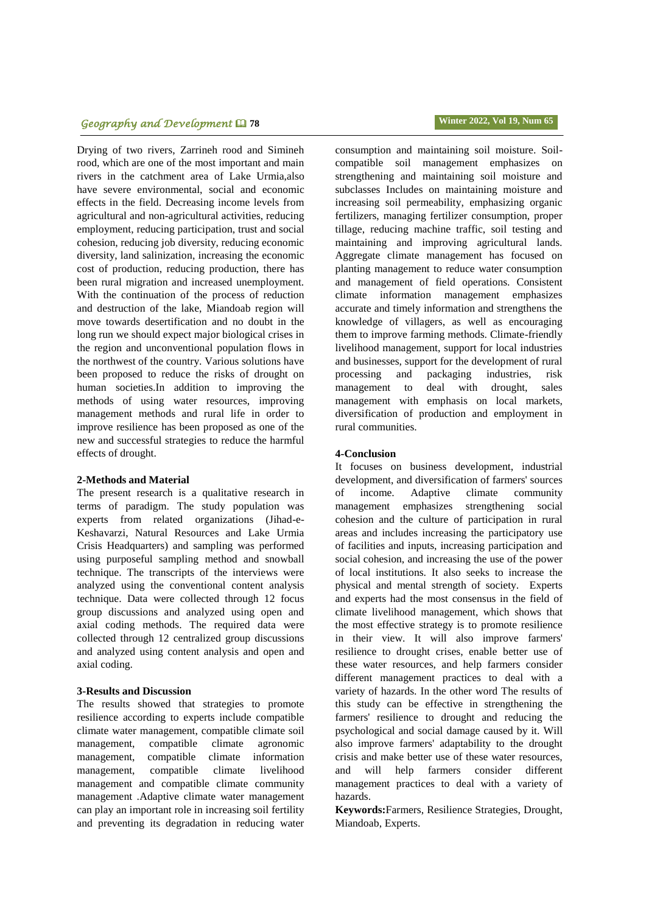Drying of two rivers, Zarrineh rood and Simineh rood, which are one of the most important and main rivers in the catchment area of Lake Urmia,also have severe environmental, social and economic effects in the field. Decreasing income levels from agricultural and non-agricultural activities, reducing employment, reducing participation, trust and social cohesion, reducing job diversity, reducing economic diversity, land salinization, increasing the economic cost of production, reducing production, there has been rural migration and increased unemployment. With the continuation of the process of reduction and destruction of the lake, Miandoab region will move towards desertification and no doubt in the long run we should expect major biological crises in the region and unconventional population flows in the northwest of the country. Various solutions have been proposed to reduce the risks of drought on human societies.In addition to improving the methods of using water resources, improving management methods and rural life in order to improve resilience has been proposed as one of the new and successful strategies to reduce the harmful effects of drought.

## 2-Methods and Material

The present research is a qualitative research in terms of paradigm. The study population was experts from related organizations (Jihad-e-Keshavarzi, Natural Resources and Lake Urmia Crisis Headquarters) and sampling was performed using purposeful sampling method and snowball technique. The transcripts of the interviews were analyzed using the conventional content analysis technique. Data were collected through 12 focus group discussions and analyzed using open and axial coding methods. The required data were collected through 12 centralized group discussions and analyzed using content analysis and open and axial coding.

## 3-Results and Discussion

The results showed that strategies to promote resilience according to experts include compatible climate water management, compatible climate soil management, compatible climate agronomic management, compatible climate information management, compatible climate livelihood management and compatible climate community management .Adaptive climate water management can play an important role in increasing soil fertility and preventing its degradation in reducing water consumption and maintaining soil moisture. Soil-compatible soil management emphasizes on strengthening and maintaining soil moisture and subclasses Includes on maintaining moisture and increasing soil permeability, emphasizing organic fertilizers, managing fertilizer consumption, proper tillage, reducing machine traffic, soil testing and maintaining and improving agricultural lands. Aggregate climate management has focused on planting management to reduce water consumption and management of field operations. Consistent climate information management emphasizes accurate and timely information and strengthens the knowledge of villagers, as well as encouraging them to improve farming methods. Climate-friendly livelihood management, support for local industries and businesses, support for the development of rural processing and packaging industries, risk management to deal with drought, sales management with emphasis on local markets, diversification of production and employment in rural communities.

## 4-Conclusion

It focuses on business development, industrial development, and diversification of farmers' sources of income. Adaptive climate community management emphasizes strengthening social cohesion and the culture of participation in rural areas and includes increasing the participatory use of facilities and inputs, increasing participation and social cohesion, and increasing the use of the power of local institutions. It also seeks to increase the physical and mental strength of society. Experts and experts had the most consensus in the field of climate livelihood management, which shows that the most effective strategy is to promote resilience in their view. It will also improve farmers' resilience to drought crises, enable better use of these water resources, and help farmers consider different management practices to deal with a variety of hazards. In the other word The results of this study can be effective in strengthening the farmers' resilience to drought and reducing the psychological and social damage caused by it. Will also improve farmers' adaptability to the drought crisis and make better use of these water resources, and will help farmers consider different management practices to deal with a variety of hazards.

**Keywords:**Farmers, Resilience Strategies, Drought, Miandoab, Experts.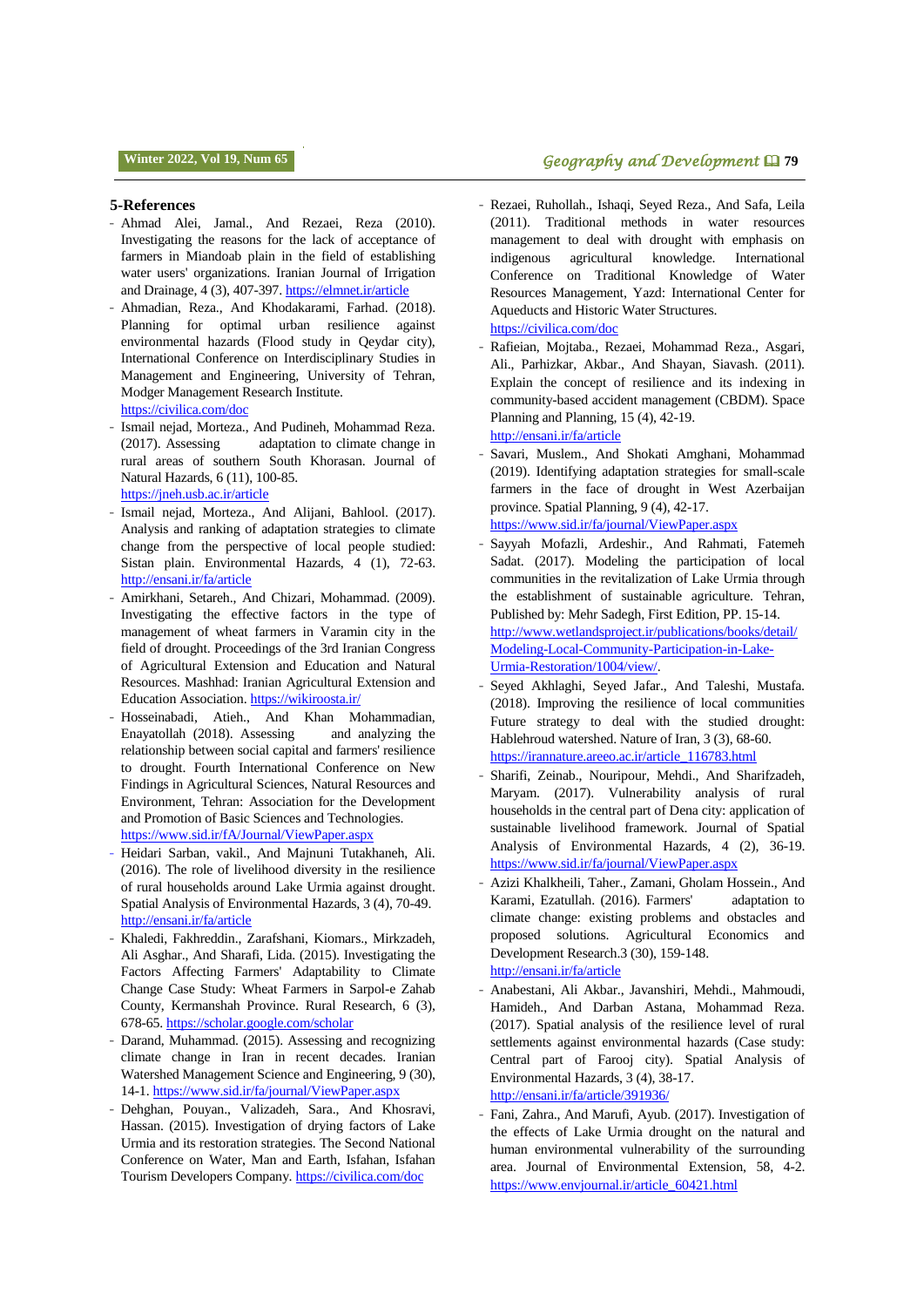## 5-References

- Ahmad Alei, Jamal., And Rezaei, Reza (2010). Investigating the reasons for the lack of acceptance of farmers in Miandoab plain in the field of establishing water users' organizations. Iranian Journal of Irrigation and Drainage, 4 (3), 407-397. https://elmnet.ir/article
- Ahmadian, Reza., And Khodakarami, Farhad. (2018). Planning for optimal urban resilience against environmental hazards (Flood study in Qeydar city), International Conference on Interdisciplinary Studies in Management and Engineering, University of Tehran, Modger Management Research Institute. https://civilica.com/doc
- Ismail nejad, Morteza., And Pudineh, Mohammad Reza. (2017). Assessing adaptation to climate change in rural areas of southern South Khorasan. Journal of Natural Hazards, 6 (11), 100-85. https://jneh.usb.ac.ir/article
- Ismail nejad, Morteza., And Alijani, Bahlool. (2017). Analysis and ranking of adaptation strategies to climate change from the perspective of local people studied: Sistan plain. Environmental Hazards, 4 (1), 72-63. http://ensani.ir/fa/article
- Amirkhani, Setareh., And Chizari, Mohammad. (2009). Investigating the effective factors in the type of management of wheat farmers in Varamin city in the field of drought. Proceedings of the 3rd Iranian Congress of Agricultural Extension and Education and Natural Resources. Mashhad: Iranian Agricultural Extension and Education Association. https://wikiroosta.ir/
- Hosseinabadi, Atieh., And Khan Mohammadian, Enayatollah (2018). Assessing and analyzing the relationship between social capital and farmers' resilience to drought. Fourth International Conference on New Findings in Agricultural Sciences, Natural Resources and Environment, Tehran: Association for the Development and Promotion of Basic Sciences and Technologies. https://www.sid.ir/fA/Journal/ViewPaper.aspx
- Heidari Sarban, vakil., And Majnuni Tutakhaneh, Ali. (2016). The role of livelihood diversity in the resilience of rural households around Lake Urmia against drought. Spatial Analysis of Environmental Hazards, 3 (4), 70-49. http://ensani.ir/fa/article
- Khaledi, Fakhreddin., Zarafshani, Kiomars., Mirkzadeh, Ali Asghar., And Sharafi, Lida. (2015). Investigating the Factors Affecting Farmers' Adaptability to Climate Change Case Study: Wheat Farmers in Sarpol-e Zahab County, Kermanshah Province. Rural Research, 6 (3), 678-65. https://scholar.google.com/scholar
- Darand, Muhammad. (2015). Assessing and recognizing climate change in Iran in recent decades. Iranian Watershed Management Science and Engineering, 9 (30), 14-1. https://www.sid.ir/fa/journal/ViewPaper.aspx
- Dehghan, Pouyan., Valizadeh, Sara., And Khosravi, Hassan. (2015). Investigation of drying factors of Lake Urmia and its restoration strategies. The Second National Conference on Water, Man and Earth, Isfahan, Isfahan Tourism Developers Company. https://civilica.com/doc
- Rezaei, Ruhollah., Ishaqi, Seyed Reza., And Safa, Leila (2011). Traditional methods in water resources management to deal with drought with emphasis on indigenous agricultural knowledge. International Conference on Traditional Knowledge of Water Resources Management, Yazd: International Center for Aqueducts and Historic Water Structures. https://civilica.com/doc
- Rafieian, Mojtaba., Rezaei, Mohammad Reza., Asgari, Ali., Parhizkar, Akbar., And Shayan, Siavash. (2011). Explain the concept of resilience and its indexing in community-based accident management (CBDM). Space Planning and Planning, 15 (4), 42-19. http://ensani.ir/fa/article
- Savari, Muslem., And Shokati Amghani, Mohammad (2019). Identifying adaptation strategies for small-scale farmers in the face of drought in West Azerbaijan province. Spatial Planning, 9 (4), 42-17. https://www.sid.ir/fa/journal/ViewPaper.aspx
- Sayyah Mofazli, Ardeshir., And Rahmati, Fatemeh Sadat. (2017). Modeling the participation of local communities in the revitalization of Lake Urmia through the establishment of sustainable agriculture. Tehran, Published by: Mehr Sadegh, First Edition, PP. 15-14. http://www.wetlandsproject.ir/publications/books/detail/Modeling-Local-Community-Participation-in-Lake-Urmia-Restoration/1004/view/.
- Seyed Akhlaghi, Seyed Jafar., And Taleshi, Mustafa. (2018). Improving the resilience of local communities Future strategy to deal with the studied drought: Hablehroud watershed. Nature of Iran, 3 (3), 68-60. https://irannature.areeo.ac.ir/article_116783.html
- Sharifi, Zeinab., Nouripour, Mehdi., And Sharifzadeh, Maryam. (2017). Vulnerability analysis of rural households in the central part of Dena city: application of sustainable livelihood framework. Journal of Spatial Analysis of Environmental Hazards, 4 (2), 36-19. https://www.sid.ir/fa/journal/ViewPaper.aspx
- Azizi Khalkheili, Taher., Zamani, Gholam Hossein., And Karami, Ezatullah. (2016). Farmers' adaptation to climate change: existing problems and obstacles and proposed solutions. Agricultural Economics and Development Research.3 (30), 159-148. http://ensani.ir/fa/article
- Anabestani, Ali Akbar., Javanshiri, Mehdi., Mahmoudi, Hamideh., And Darban Astana, Mohammad Reza. (2017). Spatial analysis of the resilience level of rural settlements against environmental hazards (Case study: Central part of Farooj city). Spatial Analysis of Environmental Hazards, 3 (4), 38-17. http://ensani.ir/fa/article/391936/
- Fani, Zahra., And Marufi, Ayub. (2017). Investigation of the effects of Lake Urmia drought on the natural and human environmental vulnerability of the surrounding area. Journal of Environmental Extension, 58, 4-2. https://www.envjournal.ir/article_60421.html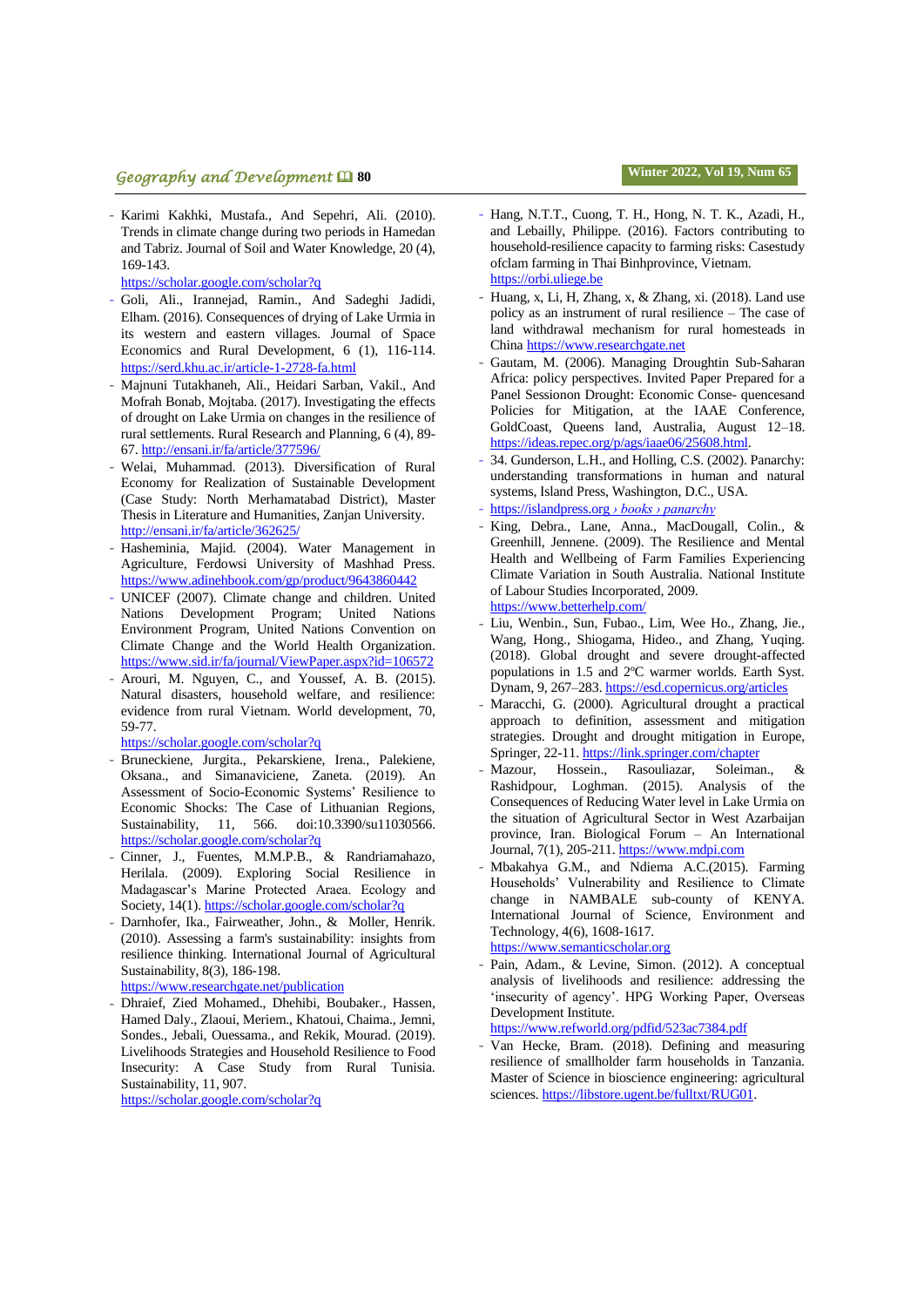- Karimi Kakhki, Mustafa., And Sepehri, Ali. (2010). Trends in climate change during two periods in Hamedan and Tabriz. Journal of Soil and Water Knowledge, 20 (4), 169-143. https://scholar.google.com/scholar?q
- Goli, Ali., Irannejad, Ramin., And Sadeghi Jadidi, Elham. (2016). Consequences of drying of Lake Urmia in its western and eastern villages. Journal of Space Economics and Rural Development, 6 (1), 116-114. https://serd.khu.ac.ir/article-1-2728-fa.html
- Majnuni Tutakhaneh, Ali., Heidari Sarban, Vakil., And Mofrah Bonab, Mojtaba. (2017). Investigating the effects of drought on Lake Urmia on changes in the resilience of rural settlements. Rural Research and Planning, 6 (4), 89-67. http://ensani.ir/fa/article/377596/
- Welai, Muhammad. (2013). Diversification of Rural Economy for Realization of Sustainable Development (Case Study: North Merhamatabad District), Master Thesis in Literature and Humanities, Zanjan University. http://ensani.ir/fa/article/362625/
- Hasheminia, Majid. (2004). Water Management in Agriculture, Ferdowsi University of Mashhad Press. https://www.adinehbook.com/gp/product/9643860442
- UNICEF (2007). Climate change and children. United Nations Development Program; United Nations Environment Program, United Nations Convention on Climate Change and the World Health Organization. https://www.sid.ir/fa/journal/ViewPaper.aspx?id=106572
- Arouri, M. Nguyen, C., and Youssef, A. B. (2015). Natural disasters, household welfare, and resilience: evidence from rural Vietnam. World development, 70, 59-77. https://scholar.google.com/scholar?q
- Bruneckiene, Jurgita., Pekarskiene, Irena., Palekiene, Oksana., and Simanaviciene, Zaneta. (2019). An Assessment of Socio-Economic Systems' Resilience to Economic Shocks: The Case of Lithuanian Regions, Sustainability, 11, 566. doi:10.3390/su11030566. https://scholar.google.com/scholar?q
- Cinner, J., Fuentes, M.M.P.B., & Randriamahazo, Herilala. (2009). Exploring Social Resilience in Madagascar's Marine Protected Araea. Ecology and Society, 14(1). https://scholar.google.com/scholar?q
- Darnhofer, Ika., Fairweather, John., & Moller, Henrik. (2010). Assessing a farm's sustainability: insights from resilience thinking. International Journal of Agricultural Sustainability, 8(3), 186-198. https://www.researchgate.net/publication
- Dhraief, Zied Mohamed., Dhehibi, Boubaker., Hassen, Hamed Daly., Zlaoui, Meriem., Khatoui, Chaima., Jemni, Sondes., Jebali, Ouessama., and Rekik, Mourad. (2019). Livelihoods Strategies and Household Resilience to Food Insecurity: A Case Study from Rural Tunisia. Sustainability, 11, 907. https://scholar.google.com/scholar?q
- Hang, N.T.T., Cuong, T. H., Hong, N. T. K., Azadi, H., and Lebailly, Philippe. (2016). Factors contributing to household-resilience capacity to farming risks: Casestudy ofclam farming in Thai Binhprovince, Vietnam. https://orbi.uliege.be
- Huang, x, Li, H, Zhang, x, & Zhang, xi. (2018). Land use policy as an instrument of rural resilience – The case of land withdrawal mechanism for rural homesteads in China https://www.researchgate.net
- Gautam, M. (2006). Managing Droughtin Sub-Saharan Africa: policy perspectives. Invited Paper Prepared for a Panel Sessionon Drought: Economic Conse- quencesand Policies for Mitigation, at the IAAE Conference, GoldCoast, Queens land, Australia, August 12–18. https://ideas.repec.org/p/ags/iaae06/25608.html.
- 34. Gunderson, L.H., and Holling, C.S. (2002). Panarchy: understanding transformations in human and natural systems, Island Press, Washington, D.C., USA.
- https://islandpress.org *› books › panarchy*
- King, Debra., Lane, Anna., MacDougall, Colin., & Greenhill, Jennene. (2009). The Resilience and Mental Health and Wellbeing of Farm Families Experiencing Climate Variation in South Australia. National Institute of Labour Studies Incorporated, 2009. https://www.betterhelp.com/
- Liu, Wenbin., Sun, Fubao., Lim, Wee Ho., Zhang, Jie., Wang, Hong., Shiogama, Hideo., and Zhang, Yuqing. (2018). Global drought and severe drought-affected populations in 1.5 and 2ºC warmer worlds. Earth Syst. Dynam, 9, 267–283. https://esd.copernicus.org/articles
- Maracchi, G. (2000). Agricultural drought a practical approach to definition, assessment and mitigation strategies. Drought and drought mitigation in Europe, Springer, 22-11. https://link.springer.com/chapter
- Mazour, Hossein., Rasouliazar, Soleiman., & Rashidpour, Loghman. (2015). Analysis of the Consequences of Reducing Water level in Lake Urmia on the situation of Agricultural Sector in West Azarbaijan province, Iran. Biological Forum – An International Journal, 7(1), 205-211. https://www.mdpi.com
- Mbakahya G.M., and Ndiema A.C.(2015). Farming Households' Vulnerability and Resilience to Climate change in NAMBALE sub-county of KENYA. International Journal of Science, Environment and Technology, 4(6), 1608-1617. https://www.semanticscholar.org
- Pain, Adam., & Levine, Simon. (2012). A conceptual analysis of livelihoods and resilience: addressing the 'insecurity of agency'. HPG Working Paper, Overseas Development Institute. https://www.refworld.org/pdfid/523ac7384.pdf
- Van Hecke, Bram. (2018). Defining and measuring resilience of smallholder farm households in Tanzania. Master of Science in bioscience engineering: agricultural sciences. https://libstore.ugent.be/fulltxt/RUG01.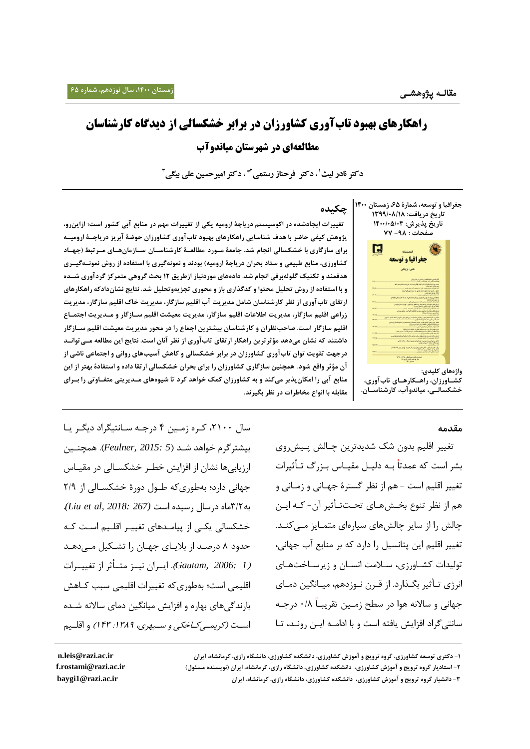مقاله پژوهشی

# راهکارهای بهبود تاب‌آوری کشاورزان در برابر خشکسالی از دیدگاه کارشناسان

## مطالعه‌ای در شهرستان میاندوآب

دکتر نادر لیث[1]، دکتر فرحناز رستمی[2]*، دکتر امیرحسین علی بیگی[3]

جغرافیا و توسعه، شمارۀ ۶۵، زمستان ۱۴۰۰
تاریخ دریافت: ۱۳۹۹/۰۸/۱۸
تاریخ پذیرش: ۱۴۰۰/۰۵/۰۳
صفحات: ۹۸- ۷۷

## چکیده

تغییرات ایجادشده در اکوسیستم دریاچۀ ارومیه یکی از تغییرات مهم در منابع آبی کشور است؛ ازاین‌رو، پژوهش کیفی حاضر با هدف شناسایی راهکارهای بهبود تاب‌آوری کشاورزان حوضۀ آبریز دریاچۀ ارومیه برای سازگاری با خشکسالی انجام شد. جامعۀ مورد مطالعۀ کارشناسان سازمان‌های مرتبط (جهاد کشاورزی، منابع طبیعی و ستاد بحران دریاچۀ ارومیه) بودند و نمونه‌گیری با استفاده از روش نمونه‌گیری هدفمند و تکنیک گلوله‌برفی انجام شد. داده‌های موردنیاز ازطریق ۱۲ بحث گروهی متمرکز گردآوری شده و با استفاده از روش تحلیل محتوا و کدگذاری باز و محوری تجزیه‌وتحلیل شد. نتایج نشان‌دادکه راهکارهای ارتقای تاب‌آوری از نظر کارشناسان شامل مدیریت آب اقلیم سازگار، مدیریت خاک اقلیم سازگار، مدیریت زراعی اقلیم سازگار، مدیریت اطلاعات اقلیم سازگار، مدیریت معیشت اقلیم سازگار و مدیریت اجتماع اقلیم سازگار است. صاحب‌نظران و کارشناسان بیشترین اجماع را در محور مدیریت معیشت اقلیم سازگار داشتند که نشان می‌دهد مؤثرترین راهکار ارتقای تاب‌آوری از نظر آنان است. نتایج این مطالعه می‌تواند درجهت تقویت توان تاب‌آوری کشاورزان در برابر خشکسالی و کاهش آسیب‌های روانی و اجتماعی ناشی از آن مؤثر واقع شود. همچنین سازگاری کشاورزان را برای بحران خشکسالی ارتقا داده و استفادۀ بهتر از این منابع آبی را امکان‌پذیر می‌کند و به کشاورزان کمک خواهد کرد تا شیوه‌های مدیریتی متفاوتی را برای مقابله با انواع مخاطرات در نظر بگیرند.

واژه‌های کلیدی: کشاورزان، راهکارهای تاب‌آوری، خشکسالی، میاندوآب، کارشناسان.

## مقدمه

تغییر اقلیم بدون شک شدیدترین چالش پیش‌روی بشر است که عمدتاً به دلیل مقیاس بزرگ تأثیرات تغییر اقلیم است - هم از نظر گسترۀ جهانی و زمانی و هم از نظر تنوع بخش‌های تحت‌تأثیر آن- که این چالش را از سایر چالش‌های سیاره‌ای متمایز می‌کند. تغییر اقلیم این پتانسیل را دارد که بر منابع آب جهانی، تولیدات کشاورزی، سلامت انسان و زیرساخت‌های انرژی تأثیر بگذارد. از قرن نوزدهم، میانگین دمای جهانی و سالانه هوا در سطح زمین تقریباً ۰/۸ درجه سانتی‌گراد افزایش یافته است و با ادامه این روند، تا سال ۲۱۰۰، کره زمین ۴ درجه سانتیگراد دیگر یا بیشترگرم خواهد شد *(Feulner, 2015: 5)*. همچنین ارزیابی‌ها نشان از افزایش خطر خشکسالی در مقیاس جهانی دارد؛ به‌طوری‌که طول دورۀ خشکسالی از ۲/۹ به۳/۲ماه درسال رسیده است *(Liu et al, 2018: 267)*. خشکسالی یکی از پیامدهای تغییر اقلیم است که حدود ۸ درصد از بلایای جهان را تشکیل می‌دهد *(Gautam, 2006: 1)*. ایران نیز متأثر از تغییرات اقلیمی است؛ به‌طوری‌که تغییرات اقلیمی سبب کاهش بارندگی‌های بهاره و افزایش میانگین دمای سالانه شده است *(کریمی‌کاخکی و سپهری، ۱۳۸۹: ۱۴۳)* و اقلیم

---

۱- دکتری توسعه کشاورزی، گروه ترویج و آموزش کشاورزی، دانشکده کشاورزی، دانشگاه رازی، کرمانشاه، ایران n.leis@razi.ac.ir

۲- استادیار گروه ترویج و آموزش کشاورزی، دانشکده کشاورزی، دانشگاه رازی، کرمانشاه، ایران (نویسنده مسئول) f.rostami@razi.ac.ir

۳- دانشیار گروه ترویج و آموزش کشاورزی، دانشکده کشاورزی، دانشگاه رازی، کرمانشاه، ایران baygi1@razi.ac.ir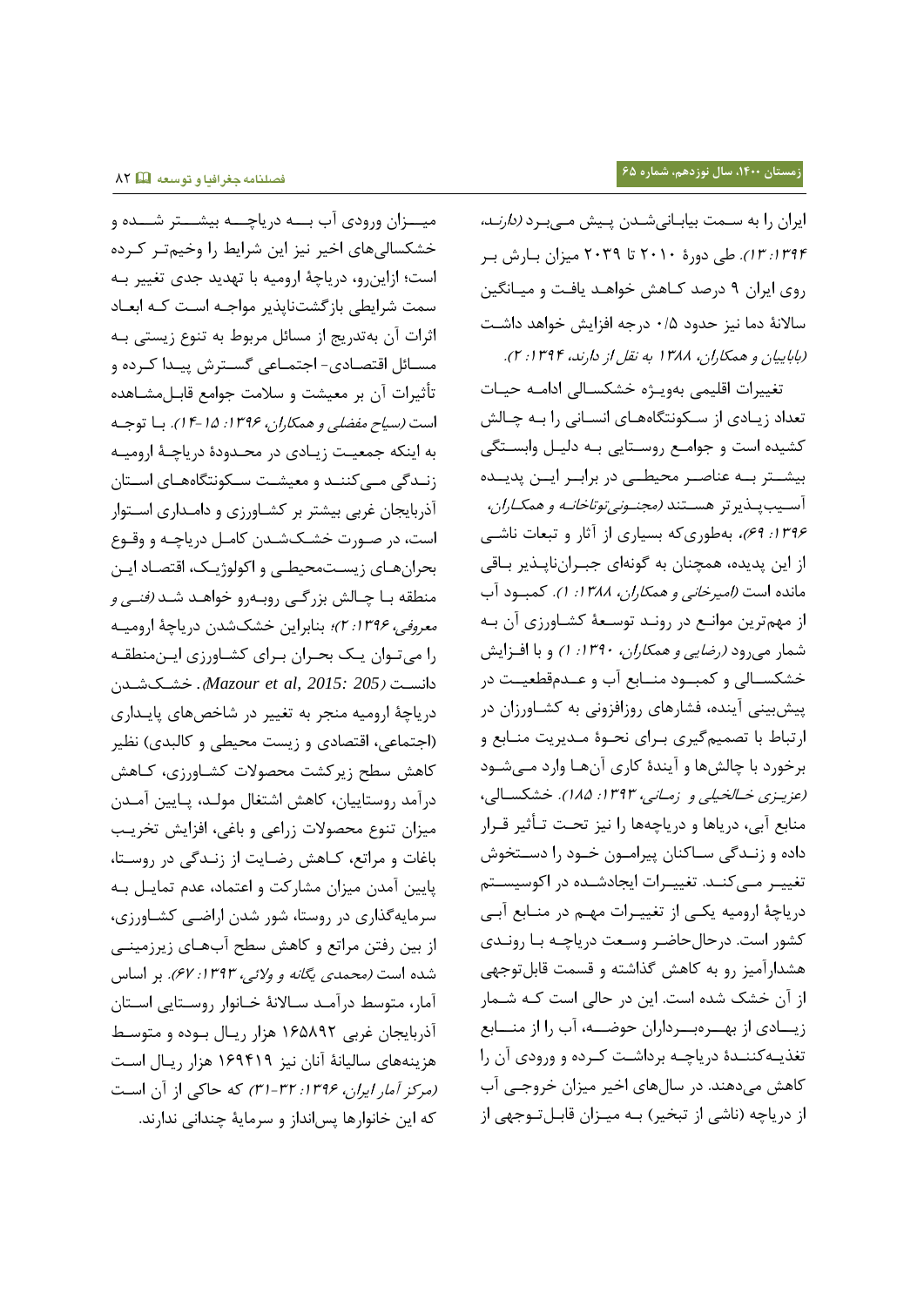ایران را به سمت بیابانی‌شدن پیش می‌برد *(دارند، ۱۳۹۴: ۱۳)*. طی دورهٔ ۲۰۱۰ تا ۲۰۳۹ میزان بارش بر روی ایران ۹ درصد کاهش خواهد یافت و میانگین سالانهٔ دما نیز حدود ۰/۵ درجه افزایش خواهد داشت *(بابایان و همکاران، ۱۳۸۸ به نقل از دارند، ۱۳۹۴: ۲)*.

تغییرات اقلیمی به‌ویژه خشکسالی ادامه حیات تعداد زیادی از سکونتگاه‌های انسانی را به چالش کشیده است و جوامع روستایی به دلیل وابستگی بیشتر به عناصر محیطی در برابر این پدیده آسیب‌پذیرتر هستند *(مجنونی‌توتاخانه و همکاران، ۱۳۹۶: ۶۹)*، به‌طوری‌که بسیاری از آثار و تبعات ناشی از این پدیده، همچنان به گونه‌ای جبران‌ناپذیر باقی مانده است *(امیرخانی و همکاران، ۱۳۸۸: ۱)*. کمبود آب از مهم‌ترین موانع در روند توسعهٔ کشاورزی آن به شمار می‌رود *(رضایی و همکاران، ۱۳۹۰: ۱)* و با افزایش خشکسالی و کمبود منابع آب و عدم‌قطعیت در پیش‌بینی آینده، فشارهای روزافزونی به کشاورزان در ارتباط با تصمیم‌گیری برای نحوهٔ مدیریت منابع و برخورد با چالش‌ها و آیندهٔ کاری آن‌ها وارد می‌شود *(عزیزی خالخیلی و زمانی، ۱۳۹۳: ۱۸۵)*. خشکسالی، منابع آبی، دریاها و دریاچه‌ها را نیز تحت تأثیر قرار داده و زندگی ساکنان پیرامون خود را دستخوش تغییر می‌کند. تغییرات ایجادشده در اکوسیستم دریاچهٔ ارومیه یکی از تغییرات مهم در منابع آبی کشور است. درحال‌حاضر وسعت دریاچه با روندی هشدارآمیز رو به کاهش گذاشته و قسمت قابل‌توجهی از آن خشک شده است. این در حالی است که شمار زیادی از بهره‌برداران حوضه، آب را از منابع تغذیه‌کنندهٔ دریاچه برداشت کرده و ورودی آن را کاهش می‌دهند. در سال‌های اخیر میزان خروجی آب از دریاچه (ناشی از تبخیر) به میزان قابل‌توجهی از میزان ورودی آب به دریاچه بیشتر شده و خشکسالی‌های اخیر نیز این شرایط را وخیم‌تر کرده است؛ ازاین‌رو، دریاچهٔ ارومیه با تهدید جدی تغییر به سمت شرایطی بازگشت‌ناپذیر مواجه است که ابعاد اثرات آن به‌تدریج از مسائل مربوط به تنوع زیستی به مسائل اقتصادی- اجتماعی گسترش پیدا کرده و تأثیرات آن بر معیشت و سلامت جوامع قابل‌مشاهده است *(سیاح مفضلی و همکاران، ۱۳۹۶: ۱۵-۱۴)*. با توجه به اینکه جمعیت زیادی در محدودهٔ دریاچهٔ ارومیه زندگی می‌کنند و معیشت سکونتگاه‌های استان آذربایجان غربی بیشتر بر کشاورزی و دامداری استوار است، در صورت خشک‌شدن کامل دریاچه و وقوع بحران‌های زیست‌محیطی و اکولوژیک، اقتصاد این منطقه با چالش بزرگی روبه‌رو خواهد شد *(فنی و معروفی، ۱۳۹۶: ۲)*؛ بنابراین خشک‌شدن دریاچهٔ ارومیه را می‌توان یک بحران برای کشاورزی این‌منطقه دانست *(Mazour et al, 2015: 205)*. خشک‌شدن دریاچهٔ ارومیه منجر به تغییر در شاخص‌های پایداری (اجتماعی، اقتصادی و زیست محیطی و کالبدی) نظیر کاهش سطح زیرکشت محصولات کشاورزی، کاهش درآمد روستاییان، کاهش اشتغال مولد، پایین آمدن میزان تنوع محصولات زراعی و باغی، افزایش تخریب باغات و مراتع، کاهش رضایت از زندگی در روستا، پایین آمدن میزان مشارکت و اعتماد، عدم تمایل به سرمایه‌گذاری در روستا، شور شدن اراضی کشاورزی، از بین رفتن مراتع و کاهش سطح آب‌های زیرزمینی شده است *(محمدی یگانه و ولائی، ۱۳۹۳: ۶۷)*. بر اساس آمار، متوسط درآمد سالانهٔ خانوار روستایی استان آذربایجان غربی ۱۶۵۸۹۲ هزار ریال بوده و متوسط هزینه‌های سالیانهٔ آنان نیز ۱۶۹۴۱۹ هزار ریال است *(مرکز آمار ایران، ۱۳۹۶: ۳۲-۳۱)* که حاکی از آن است که این خانوارها پس‌انداز و سرمایهٔ چندانی ندارند.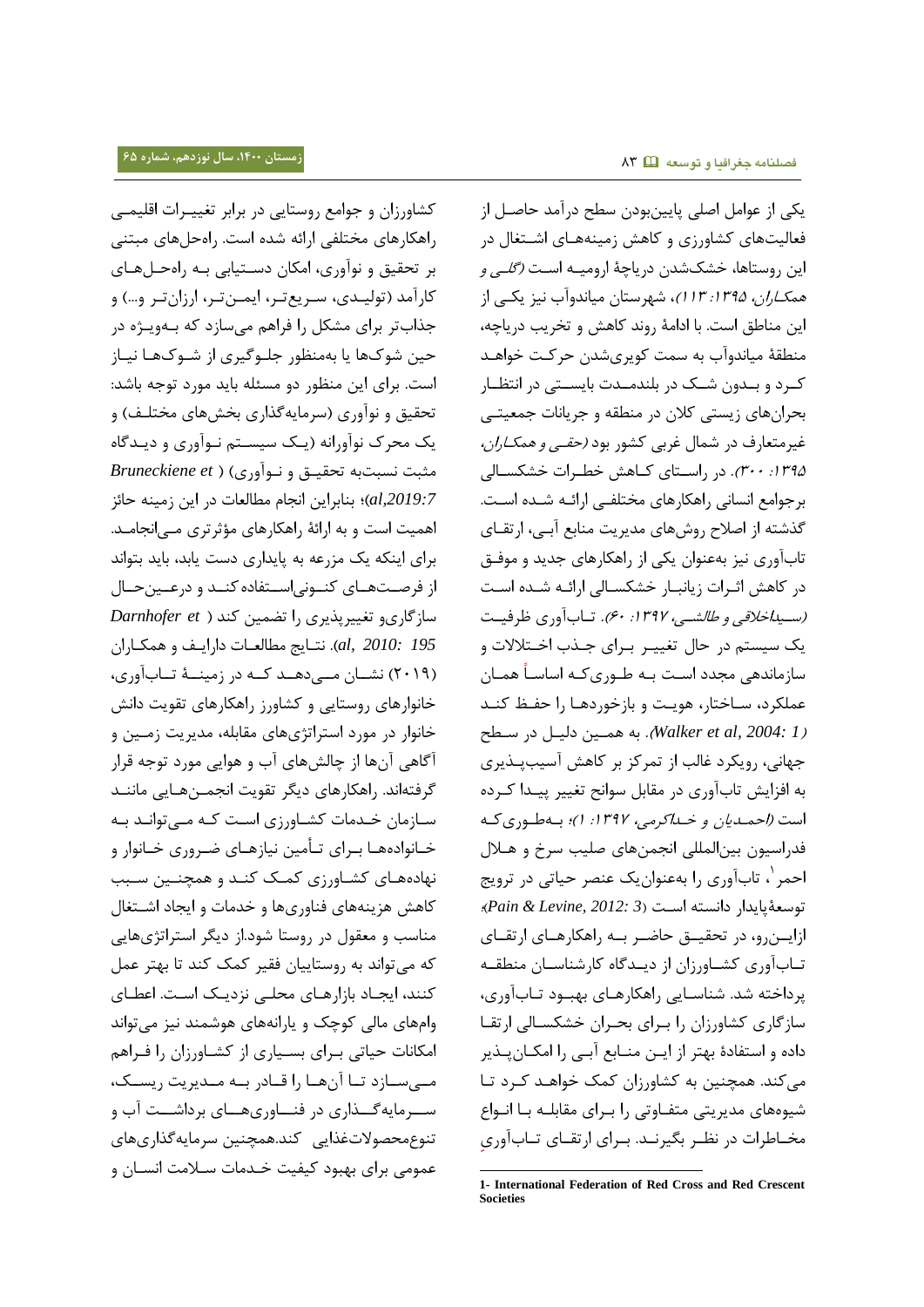یکی از عوامل اصلی پایین‌بودن سطح درآمد حاصل از فعالیت‌های کشاورزی و کاهش زمینه‌های اشتغال در این روستاها، خشک‌شدن دریاچهٔ ارومیه است *(گلی و همکاران، ۱۳۹۵: ۱۱۳)*، شهرستان میاندوآب نیز یکی از این مناطق است. با ادامهٔ روند کاهش و تخریب دریاچه، منطقهٔ میاندوآب به سمت کویری‌شدن حرکت خواهد کرد و بدون شک در بلندمدت بایستی در انتظار بحران‌های زیستی کلان در منطقه و جریانات جمعیتی غیرمتعارف در شمال غربی کشور بود *(حقی و همکاران، ۱۳۹۵: ۳۰۰)*. در راستای کاهش خطرات خشکسالی برجوامع انسانی راهکارهای مختلفی ارائه شده است. گذشته از اصلاح روش‌های مدیریت منابع آبی، ارتقای تاب‌آوری نیز به‌عنوان یکی از راهکارهای جدید و موفق در کاهش اثرات زیانبار خشکسالی ارائه شده است *(سیداخلاقی و طالشی، ۱۳۹۷: ۶۰)*. تاب‌آوری ظرفیت یک سیستم در حال تغییر برای جذب اختلالات و سازماندهی مجدد است به طوری‌که اساساً همان عملکرد، ساختار، هویت و بازخوردها را حفظ کند *(Walker et al, 2004: 1)*. به همین دلیل در سطح جهانی، رویکرد غالب از تمرکز بر کاهش آسیب‌پذیری به افزایش تاب‌آوری در مقابل سوانح تغییر پیدا کرده است *(احمدیان و خداکرمی، ۱۳۹۷: ۱)*؛ به‌طوری‌که فدراسیون بین‌المللی انجمن‌های صلیب سرخ و هلال احمر[1]، تاب‌آوری را به‌عنوان‌یک عنصر حیاتی در ترویج توسعهٔ‌پایدار دانسته است *(Pain & Levine, 2012: 3)*؛ ازاین‌رو، در تحقیق حاضر به راهکارهای ارتقای تاب‌آوری کشاورزان از دیدگاه کارشناسان منطقه پرداخته شد. شناسایی راهکارهای بهبود تاب‌آوری، سازگاری کشاورزان را برای بحران خشکسالی ارتقا داده و استفادهٔ بهتر از این منابع آبی را امکان‌پذیر می‌کند. همچنین به کشاورزان کمک خواهد کرد تا شیوه‌های مدیریتی متفاوتی را برای مقابله با انواع مخاطرات در نظر بگیرند. برای ارتقای تاب‌آوریِ کشاورزان و جوامع روستایی در برابر تغییرات اقلیمی راهکارهای مختلفی ارائه شده است. راه‌حل‌های مبتنی بر تحقیق و نوآوری، امکان دستیابی به راه‌حل‌های کارآمد (تولیدی، سریع‌تر، ایمن‌تر، ارزان‌تر و...) و جذاب‌تر برای مشکل را فراهم می‌سازد که به‌ویژه در حین شوک‌ها یا به‌منظور جلوگیری از شوک‌ها نیاز است. برای این منظور دو مسئله باید مورد توجه باشد: تحقیق و نوآوری (سرمایه‌گذاری بخش‌های مختلف) و یک محرک نوآورانه (یک سیستم نوآوری و دیدگاه مثبت نسبت‌به تحقیق و نوآوری) *(Bruneckiene et al,2019:7)*؛ بنابراین انجام مطالعات در این زمینه حائز اهمیت است و به ارائهٔ راهکارهای مؤثرتری می‌انجامد. برای اینکه یک مزرعه به پایداری دست یابد، باید بتواند از فرصت‌های کنونی‌استفاده کند و درعین‌حال سازگاری‌و تغییرپذیری را تضمین کند *(Darnhofer et al, 2010: 195)*. نتایج مطالعات دارایف و همکاران (۲۰۱۹) نشان می‌دهد که در زمینهٔ تاب‌آوری، خانوارهای روستایی و کشاورز راهکارهای تقویت دانش خانوار در مورد استراتژی‌های مقابله، مدیریت زمین و آگاهی آن‌ها از چالش‌های آب و هوایی مورد توجه قرار گرفته‌اند. راهکارهای دیگر تقویت انجمن‌هایی مانند سازمان خدمات کشاورزی است که می‌توانند به خانواده‌ها برای تأمین نیازهای ضروری خانوار و نهاده‌های کشاورزی کمک کنند و همچنین سبب کاهش هزینه‌های فناوری‌ها و خدمات و ایجاد اشتغال مناسب و معقول در روستا شود.از دیگر استراتژی‌هایی که می‌تواند به روستاییان فقیر کمک کند تا بهتر عمل کنند، ایجاد بازارهای محلی نزدیک است. اعطای وام‌های مالی کوچک و یارانه‌های هوشمند نیز می‌تواند امکانات حیاتی برای بسیاری از کشاورزان را فراهم می‌سازد تا آن‌ها را قادر به مدیریت ریسک، سرمایه‌گذاری در فناوری‌های برداشت آب و تنوع‌محصولات‌غذایی کند.همچنین سرمایه‌گذاری‌های عمومی برای بهبود کیفیت خدمات سلامت انسان و

---
1- International Federation of Red Cross and Red Crescent Societies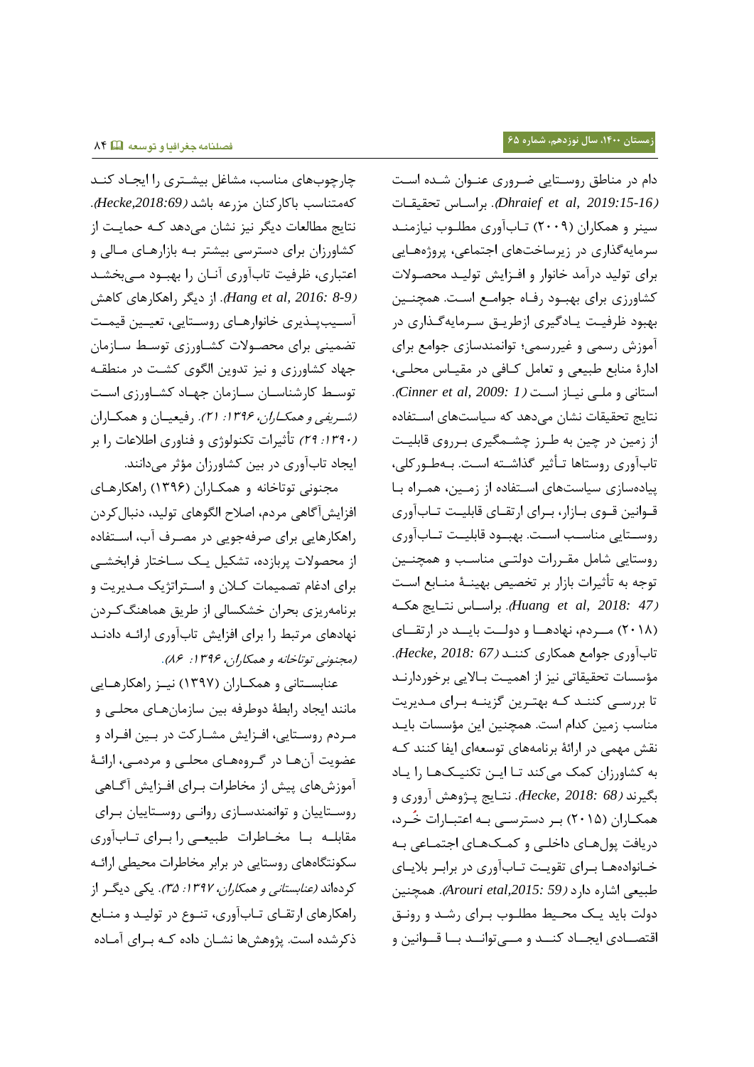دام در مناطق روستایی ضروری عنوان شده است *(Dhraief et al, 2019:15-16)*. براساس تحقیقات سینر و همکاران (۲۰۰۹) تاب‌آوری مطلوب نیازمند سرمایه‌گذاری در زیرساخت‌های اجتماعی، پروژه‌هایی برای تولید درآمد خانوار و افزایش تولید محصولات کشاورزی برای بهبود رفاه جوامع است. همچنین بهبود ظرفیت یادگیری ازطریق سرمایه‌گذاری در آموزش رسمی و غیررسمی؛ توانمندسازی جوامع برای ادارهٔ منابع طبیعی و تعامل کافی در مقیاس محلی، استانی و ملی نیاز است *(Cinner et al, 2009: 1)*. نتایج تحقیقات نشان می‌دهد که سیاست‌های استفاده از زمین در چین به طرز چشمگیری برروی قابلیت تاب‌آوری روستاها تأثیر گذاشته است. به‌طورکلی، پیاده‌سازی سیاست‌های استفاده از زمین، همراه با قوانین قوی بازار، برای ارتقای قابلیت تاب‌آوری روستایی مناسب است. بهبود قابلیت تاب‌آوری روستایی شامل مقررات دولتی مناسب و همچنین توجه به تأثیرات بازار بر تخصیص بهینهٔ منابع است *(Huang et al, 2018: 47)*. براساس نتایج هکه (۲۰۱۸) مردم، نهادها و دولت باید در ارتقای تاب‌آوری جوامع همکاری کنند *(Hecke, 2018: 67)*. مؤسسات تحقیقاتی نیز از اهمیت بالایی برخوردارند تا بررسی کنند که بهترین گزینه برای مدیریت مناسب زمین کدام است. همچنین این مؤسسات باید نقش مهمی در ارائهٔ برنامه‌های توسعه‌ای ایفا کنند که به کشاورزان کمک می‌کند تا این تکنیک‌ها را یاد بگیرند *(Hecke, 2018: 68)*. نتایج پژوهش آروری و همکاران (۲۰۱۵) بر دسترسی به اعتبارات خُرد، دریافت پول‌های داخلی و کمک‌های اجتماعی به خانواده‌ها برای تقویت تاب‌آوری در برابر بلایای طبیعی اشاره دارد *(Arouri etal,2015: 59)*. همچنین دولت باید یک محیط مطلوب برای رشد و رونق اقتصادی ایجاد کند و می‌تواند با قوانین و چارچوب‌های مناسب، مشاغل بیشتری را ایجاد کند که‌متناسب باکارکنان مزرعه باشد *(Hecke,2018:69)*. نتایج مطالعات دیگر نیز نشان می‌دهد که حمایت از کشاورزان برای دسترسی بیشتر به بازارهای مالی و اعتباری، ظرفیت تاب‌آوری آنان را بهبود می‌بخشد *(Hang et al, 2016: 8-9)*. از دیگر راهکارهای کاهش آسیب‌پذیری خانوارهای روستایی، تعیین قیمت تضمینی برای محصولات کشاورزی توسط سازمان جهاد کشاورزی و نیز تدوین الگوی کشت در منطقه توسط کارشناسان سازمان جهاد کشاورزی است *(شریفی و همکاران، ۱۳۹۶: ۲۱)*. رفیعیان و همکاران *(۱۳۹۰: ۲۹)* تأثیرات تکنولوژی و فناوری اطلاعات را بر ایجاد تاب‌آوری در بین کشاورزان مؤثر می‌دانند.

مجنونی توتاخانه و همکاران (۱۳۹۶) راهکارهای افزایش‌آگاهی مردم، اصلاح الگوهای تولید، دنبال‌کردن راهکارهایی برای صرفه‌جویی در مصرف آب، استفاده از محصولات پربازده، تشکیل یک ساختار فرابخشی برای ادغام تصمیمات کلان و استراتژیک مدیریت و برنامه‌ریزی بحران خشکسالی از طریق هماهنگ‌کردن نهادهای مرتبط را برای افزایش تاب‌آوری ارائه دادند *(مجنونی توتاخانه و همکاران، ۱۳۹۶: ۸۶)*.

عنابستانی و همکاران (۱۳۹۷) نیز راهکارهایی مانند ایجاد رابطهٔ دوطرفه بین سازمان‌های محلی و مردم روستایی، افزایش مشارکت در بین افراد و عضویت آن‌ها در گروه‌های محلی و مردمی، ارائهٔ آموزش‌های پیش از مخاطرات برای افزایش آگاهی روستاییان و توانمندسازی روانی روستاییان برای مقابله با مخاطرات طبیعی را برای تاب‌آوری سکونتگاه‌های روستایی در برابر مخاطرات محیطی ارائه کرده‌اند *(عنابستانی و همکاران، ۱۳۹۷: ۳۵)*. یکی دیگر از راهکارهای ارتقای تاب‌آوری، تنوع در تولید و منابع ذکرشده است. پژوهش‌ها نشان داده که برای آماده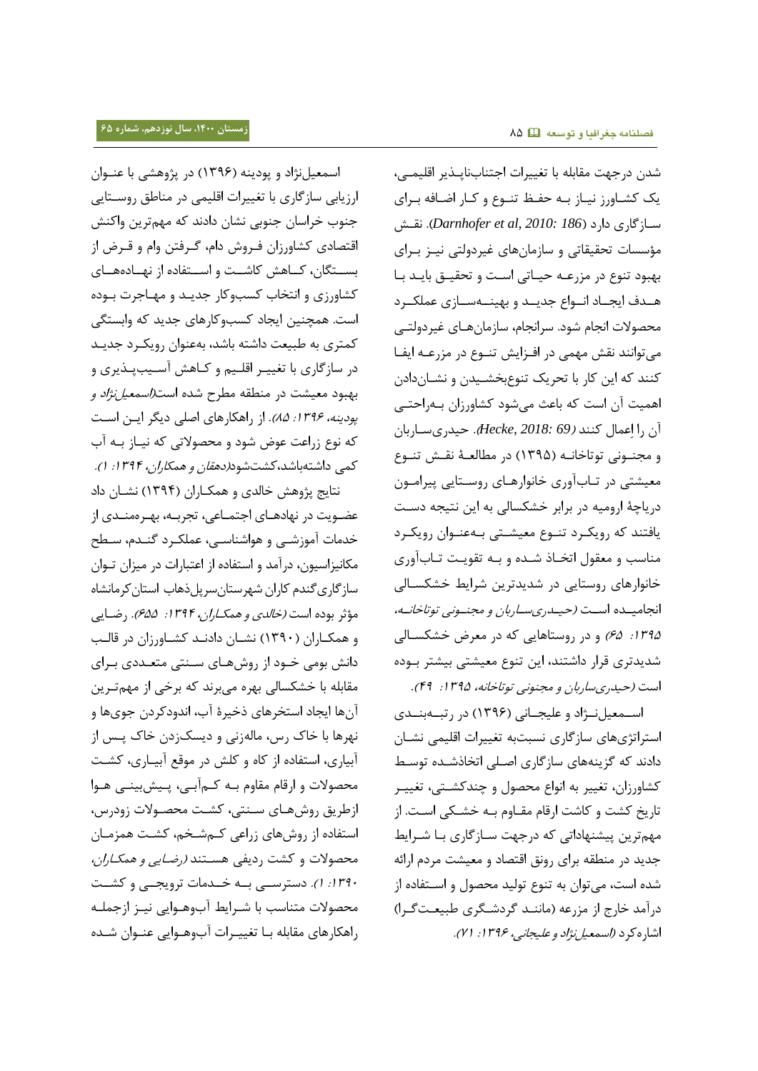شدن درجهت مقابله با تغییرات اجتناب‌ناپذیر اقلیمی، یک کشاورز نیاز به حفظ تنوع و کار اضافه برای سازگاری دارد (Darnhofer et al, 2010: 186). نقش مؤسسات تحقیقاتی و سازمان‌های غیردولتی نیز برای بهبود تنوع در مزرعه حیاتی است و تحقیق باید با هدف ایجاد انواع جدید و بهینه‌سازی عملکرد محصولات انجام شود. سرانجام، سازمان‌های غیردولتی می‌توانند نقش مهمی در افزایش تنوع در مزرعه ایفا کنند که این کار با تحریک تنوع‌بخشیدن و نشان‌دادن اهمیت آن است که باعث می‌شود کشاورزان به‌راحتی آن را اِعمال کنند (Hecke, 2018: 69). حیدری‌ساربان و مجنونی توتاخانه (۱۳۹۵) در مطالعهٔ نقش تنوع معیشتی در تاب‌آوری خانوارهای روستایی پیرامون دریاچهٔ ارومیه در برابر خشکسالی به این نتیجه دست یافتند که رویکرد تنوع معیشتی به‌عنوان رویکرد مناسب و معقول اتخاذ شده و به تقویت تاب‌آوری خانوارهای روستایی در شدیدترین شرایط خشکسالی انجامیده است (*حیدری‌ساربان و مجنونی توتاخانه، ۱۳۹۵: ۶۵*) و در روستاهایی که در معرض خشکسالی شدیدتری قرار داشتند، این تنوع معیشتی بیشتر بوده است (*حیدری‌ساربان و مجنونی توتاخانه، ۱۳۹۵: ۴۹*).

اسمعیل‌نژاد و علیجانی (۱۳۹۶) در رتبه‌بندی استراتژی‌های سازگاری نسبت‌به تغییرات اقلیمی نشان دادند که گزینه‌های سازگاری اصلی اتخاذشده توسط کشاورزان، تغییر به انواع محصول و چندکشتی، تغییر تاریخ کشت و کاشت ارقام مقاوم به خشکی است. از مهم‌ترین پیشنهاداتی که درجهت سازگاری با شرایط جدید در منطقه برای رونق اقتصاد و معیشت مردم ارائه شده است، می‌توان به تنوع تولید محصول و استفاده از درآمد خارج از مزرعه (مانند گردشگری طبیعت‌گرا) اشاره‌کرد (*اسمعیل‌نژاد و علیجانی، ۱۳۹۶: ۷۱*).

اسمعیل‌نژاد و پودینه (۱۳۹۶) در پژوهشی با عنوان ارزیابی سازگاری با تغییرات اقلیمی در مناطق روستایی جنوب خراسان جنوبی نشان دادند که مهم‌ترین واکنش اقتصادی کشاورزان فروش دام، گرفتن وام و قرض از بستگان، کاهش کاشت و استفاده از نهاده‌های کشاورزی و انتخاب کسب‌وکار جدید و مهاجرت بوده است. همچنین ایجاد کسب‌وکارهای جدید که وابستگی کمتری به طبیعت داشته باشد، به‌عنوان رویکرد جدید در سازگاری با تغییر اقلیم و کاهش آسیب‌پذیری و بهبود معیشت در منطقه مطرح شده است(*اسمعیل‌نژاد و پودینه، ۱۳۹۶: ۸۵*). از راهکارهای اصلی دیگر این است که نوع زراعت عوض شود و محصولاتی که نیاز به آب کمی داشته‌باشد،کشت‌شود(*دهقان و همکاران، ۱۳۹۴: ۱*).

نتایج پژوهش خالدی و همکاران (۱۳۹۴) نشان داد عضویت در نهادهای اجتماعی، تجربه، بهره‌مندی از خدمات آموزشی و هواشناسی، عملکرد گندم، سطح مکانیزاسیون، درآمد و استفاده از اعتبارات در میزان توان سازگاری گندم کاران شهرستان‌سرپل‌ذهاب استان‌کرمانشاه مؤثر بوده است (*خالدی و همکاران، ۱۳۹۴: ۶۵۵*). رضایی و همکاران (۱۳۹۰) نشان دادند کشاورزان در قالب دانش بومی خود از روش‌های سنتی متعددی برای مقابله با خشکسالی بهره می‌برند که برخی از مهم‌ترین آن‌ها ایجاد استخرهای ذخیرهٔ آب، اندودکردن جوی‌ها و نهرها با خاک رس، ماله‌زنی و دیسک‌زدن خاک پس از آبیاری، استفاده از کاه و کلش در موقع آبیاری، کشت محصولات و ارقام مقاوم به کم‌آبی، پیش‌بینی هوا ازطریق روش‌های سنتی، کشت محصولات زودرس، استفاده از روش‌های زراعی کم‌شخم، کشت همزمان محصولات و کشت ردیفی هستند (*رضایی و همکاران، ۱۳۹۰: ۱*). دسترسی به خدمات ترویجی و کشت محصولات متناسب با شرایط آب‌وهوایی نیز ازجمله راهکارهای مقابله با تغییرات آب‌وهوایی عنوان شده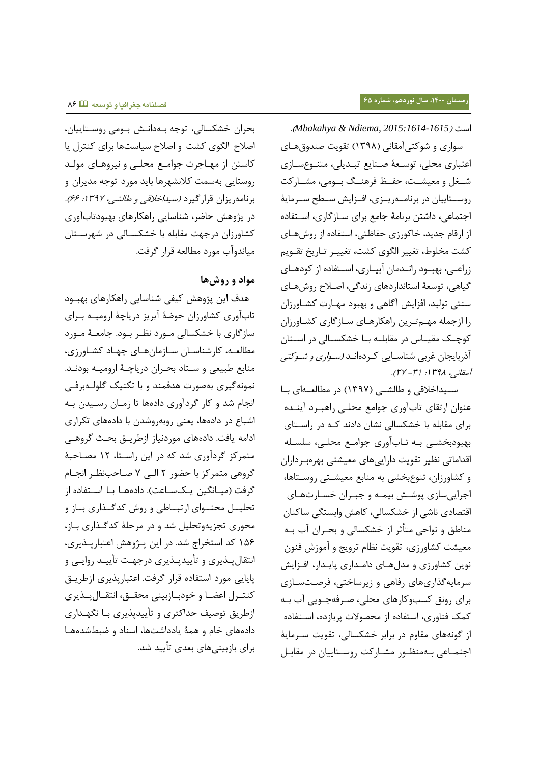است (Mbakahya & Ndiema, 2015:1614-1615).

سواری و شوکتی‌آمقانی (۱۳۹۸) تقویت صندوق‌های اعتباری محلی، توسعهٔ صنایع تبدیلی، متنوع‌سازی شغل و معیشت، حفظ فرهنگ بومی، مشارکت روستاییان در برنامه‌ریزی، افزایش سطح سرمایهٔ اجتماعی، داشتن برنامهٔ جامع برای سازگاری، استفاده از ارقام جدید، خاکورزی حفاظتی، استفاده از روش‌های کشت مخلوط، تغییر الگوی کشت، تغییر تاریخ تقویم زراعی، بهبود راندمان آبیاری، استفاده از کودهای گیاهی، توسعهٔ استانداردهای زندگی، اصلاح روش‌های سنتی تولید، افزایش آگاهی و بهبود مهارت کشاورزان را ازجمله مهم‌ترین راهکارهای سازگاری کشاورزان کوچک مقیاس در مقابله با خشکسالی در استان آذربایجان غربی شناسایی کرده‌اند *(سواری و شوکتی آمقانی، ۱۳۹۸: ۳۱- ۲۷)*.

سیداخلاقی و طالشی (۱۳۹۷) در مطالعه‌ای با عنوان ارتقای تاب‌آوری جوامع محلی راهبرد آینده برای مقابله با خشکسالی نشان دادند که در راستای بهبودبخشی به تاب‌آوری جوامع محلی، سلسله اقداماتی نظیر تقویت دارایی‌های معیشتی بهره‌برداران و کشاورزان، تنوع‌بخشی به منابع معیشتی روستاها، اجرایی‌سازی پوشش بیمه و جبران خسارت‌های اقتصادی ناشی از خشکسالی، کاهش وابستگی ساکنان مناطق و نواحی متأثر از خشکسالی و بحران آب به معیشت کشاورزی، تقویت نظام ترویج و آموزش فنون نوین کشاورزی و مدل‌های دامداری پایدار، افزایش سرمایه‌گذاری‌های رفاهی و زیرساختی، فرصت‌سازی برای رونق کسب‌وکارهای محلی، صرفه‌جویی آب به کمک فناوری، استفاده از محصولات پربازده، استفاده از گونه‌های مقاوم در برابر خشکسالی، تقویت سرمایهٔ اجتماعی به‌منظور مشارکت روستاییان در مقابل بحران خشکسالی، توجه به‌دانش بومی روستاییان، اصلاح الگوی کشت و اصلاح سیاست‌ها برای کنترل یا کاستن از مهاجرت جوامع محلی و نیروهای مولد روستایی به‌سمت کلانشهرها باید مورد توجه مدیران و برنامه‌ریزان قرارگیرد *(سیداخلاقی و طالشی، ۱۳۹۷: ۶۶)*.

در پژوهش حاضر، شناسایی راهکارهای بهبودتاب‌آوری کشاورزان درجهت مقابله با خشکسالی در شهرستان میاندوآب مورد مطالعه قرار گرفت.

## مواد و روش‌ها

هدف این پژوهش کیفی شناسایی راهکارهای بهبود تاب‌آوری کشاورزان حوضهٔ آبریز دریاچهٔ ارومیه برای سازگاری با خشکسالی مورد نظر بود. جامعهٔ مورد مطالعه، کارشناسان سازمان‌های جهاد کشاورزی، منابع طبیعی و ستاد بحران دریاچهٔ ارومیه بودند. نمونه‌گیری به‌صورت هدفمند و با تکنیک گلوله‌برفی انجام شد و کار گردآوری داده‌ها تا زمان رسیدن به اشباع در داده‌ها، یعنی روبه‌روشدن با داده‌های تکراری ادامه یافت. داده‌های موردنیاز ازطریق بحث گروهی متمرکز گردآوری شد که در این راستا، ۱۲ مصاحبهٔ گروهی متمرکز با حضور ۲ الی ۷ صاحب‌نظر انجام گرفت (میانگین یک‌ساعت). داده‌ها با استفاده از تحلیل محتوای ارتباطی و روش کدگذاری باز و محوری تجزیه‌وتحلیل شد و در مرحلهٔ کدگذاری باز، ۱۵۶ کد استخراج شد. در این پژوهش اعتبارپذیری، انتقال‌پذیری و تأییدپذیری درجهت تأیید روایی و پایایی مورد استفاده قرار گرفت. اعتبارپذیری ازطریق کنترل اعضا و خودبازبینی محقق، انتقال‌پذیری ازطریق توصیف حداکثری و تأییدپذیری با نگهداری داده‌های خام و همهٔ یادداشت‌ها، اسناد و ضبط‌شده‌ها برای بازبینی‌های بعدی تأیید شد.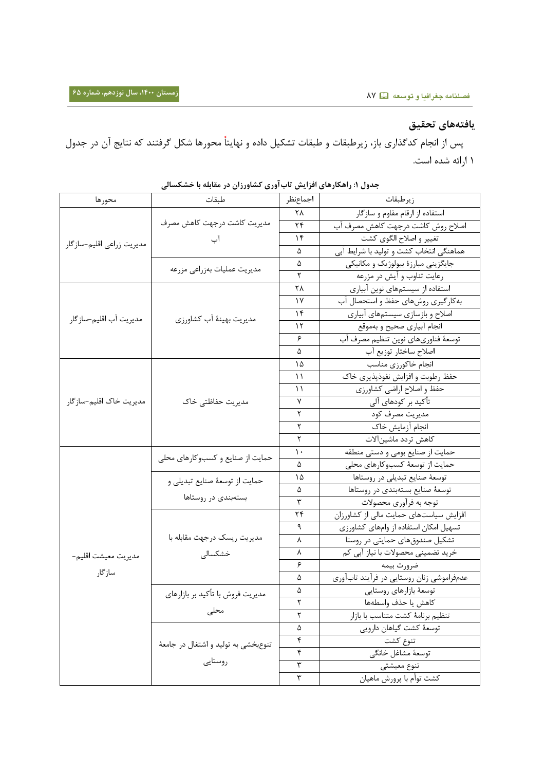## یافته‌های تحقیق

پس از انجام کدگذاری باز، زیرطبقات و طبقات تشکیل داده و نهایتاً محورها شکل گرفتند که نتایج آن در جدول ۱ ارائه شده است.

**جدول ۱: راهکارهای افزایش تاب‌آوری کشاورزان در مقابله با خشکسالی**

| محورها | طبقات | اجماع‌نظر | زیرطبقات |
|---|---|---|---|
| مدیریت زراعی اقلیم-سازگار | مدیریت کاشت درجهت کاهش مصرف آب | ۲۸ | استفاده از ارقام مقاوم و سازگار |
| | | ۲۴ | اصلاح روش کاشت درجهت کاهش مصرف آب |
| | | ۱۴ | تغییر و اصلاح الگوی کشت |
| | | ۵ | هماهنگی انتخاب کشت و تولید با شرایط آبی |
| | مدیریت عملیات به‌زراعی مزرعه | ۵ | جایگزینی مبارزهٔ بیولوژیک و مکانیکی |
| | | ۲ | رعایت تناوب و آیش در مزرعه |
| مدیریت آب اقلیم-سازگار | مدیریت بهینهٔ آب کشاورزی | ۲۸ | استفاده از سیستم‌های نوین آبیاری |
| | | ۱۷ | به‌کارگیری روش‌های حفظ و استحصال آب |
| | | ۱۴ | اصلاح و بازسازی سیستم‌های آبیاری |
| | | ۱۲ | انجام آبیاری صحیح و به‌موقع |
| | | ۶ | توسعهٔ فناوری‌های نوین تنظیم مصرف آب |
| | | ۵ | اصلاح ساختار توزیع آب |
| مدیریت خاک اقلیم-سازگار | مدیریت حفاظتی خاک | ۱۵ | انجام خاکورزی مناسب |
| | | ۱۱ | حفظ رطوبت و افزایش نفوذپذیری خاک |
| | | ۱۱ | حفظ و اصلاح اراضی کشاورزی |
| | | ۷ | تأکید بر کودهای آلی |
| | | ۲ | مدیریت مصرف کود |
| | | ۲ | انجام آزمایش خاک |
| | | ۲ | کاهش تردد ماشین‌آلات |
| مدیریت معیشت اقلیم-سازگار | حمایت از صنایع و کسب‌وکارهای محلی | ۱۰ | حمایت از صنایع بومی و دستی منطقه |
| | | ۵ | حمایت از توسعهٔ کسب‌وکارهای محلی |
| | حمایت از توسعهٔ صنایع تبدیلی و بسته‌بندی در روستاها | ۱۵ | توسعهٔ صنایع تبدیلی در روستاها |
| | | ۵ | توسعهٔ صنایع بسته‌بندی در روستاها |
| | | ۳ | توجه به فرآوری محصولات |
| | مدیریت ریسک درجهت مقابله با خشکسالی | ۲۴ | افزایش سیاست‌های حمایت مالی از کشاورزان |
| | | ۹ | تسهیل امکان استفاده از وام‌های کشاورزی |
| | | ۸ | تشکیل صندوق‌های حمایتی در روستا |
| | | ۸ | خرید تضمینی محصولات با نیاز آبی کم |
| | | ۶ | ضرورت بیمه |
| | | ۵ | عدم‌فراموشی زنان روستایی در فرآیند تاب‌آوری |
| | مدیریت فروش با تأکید بر بازارهای محلی | ۵ | توسعهٔ بازارهای روستایی |
| | | ۲ | کاهش یا حذف واسطه‌ها |
| | | ۲ | تنظیم برنامهٔ کشت متناسب با بازار |
| | تنوع‌بخشی به تولید و اشتغال در جامعهٔ روستایی | ۵ | توسعهٔ کشت گیاهان دارویی |
| | | ۴ | تنوع کشت |
| | | ۴ | توسعهٔ مشاغل خانگی |
| | | ۳ | تنوع معیشتی |
| | | ۳ | کشت توأم با پرورش ماهیان |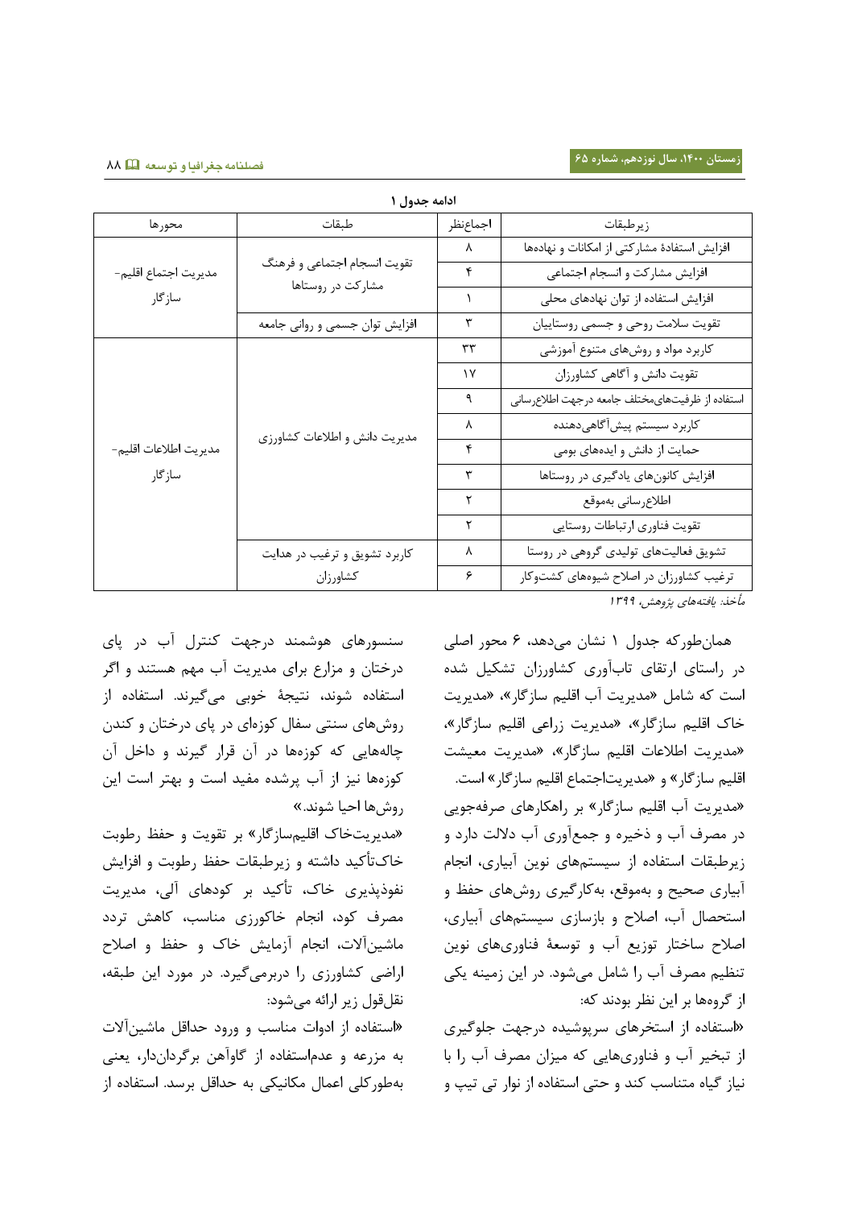ادامه جدول ۱

| محورها | طبقات | اجماع‌نظر | زیرطبقات |
|---|---|---|---|
| مدیریت اجتماع اقلیم-سازگار | تقویت انسجام اجتماعی و فرهنگ مشارکت در روستاها | ۸ | افزایش استفادهٔ مشارکتی از امکانات و نهادها |
| | | ۴ | افزایش مشارکت و انسجام اجتماعی |
| | | ۱ | افزایش استفاده از توان نهادهای محلی |
| | افزایش توان جسمی و روانی جامعه | ۳ | تقویت سلامت روحی و جسمی روستاییان |
| مدیریت اطلاعات اقلیم-سازگار | مدیریت دانش و اطلاعات کشاورزی | ۳۳ | کاربرد مواد و روش‌های متنوع آموزشی |
| | | ۱۷ | تقویت دانش و آگاهی کشاورزان |
| | | ۹ | استفاده از ظرفیت‌های‌مختلف جامعه درجهت اطلاع‌رسانی |
| | | ۸ | کاربرد سیستم پیش‌آگاهی‌دهنده |
| | | ۴ | حمایت از دانش و ایده‌های بومی |
| | | ۳ | افزایش کانون‌های یادگیری در روستاها |
| | | ۲ | اطلاع‌رسانی به‌موقع |
| | | ۲ | تقویت فناوری ارتباطات روستایی |
| | کاربرد تشویق و ترغیب در هدایت کشاورزان | ۸ | تشویق فعالیت‌های تولیدی گروهی در روستا |
| | | ۶ | ترغیب کشاورزان در اصلاح شیوه‌های کشت‌وکار |

*مأخذ: یافته‌های پژوهش، ۱۳۹۹*

همان‌طورکه جدول ۱ نشان می‌دهد، ۶ محور اصلی در راستای ارتقای تاب‌آوری کشاورزان تشکیل شده است که شامل «مدیریت آب اقلیم سازگار»، «مدیریت خاک اقلیم سازگار»، «مدیریت زراعی اقلیم سازگار»، «مدیریت اطلاعات اقلیم سازگار»، «مدیریت معیشت اقلیم سازگار» و «مدیریت‌اجتماع اقلیم سازگار» است. «مدیریت آب اقلیم سازگار» بر راهکارهای صرفه‌جویی در مصرف آب و ذخیره و جمع‌آوری آب دلالت دارد و زیرطبقات استفاده از سیستم‌های نوین آبیاری، انجام آبیاری صحیح و به‌موقع، به‌کارگیری روش‌های حفظ و استحصال آب، اصلاح و بازسازی سیستم‌های آبیاری، اصلاح ساختار توزیع آب و توسعهٔ فناوری‌های نوین تنظیم مصرف آب را شامل می‌شود. در این زمینه یکی از گروه‌ها بر این نظر بودند که:

«استفاده از استخرهای سرپوشیده درجهت جلوگیری از تبخیر آب و فناوری‌هایی که میزان مصرف آب را با نیاز گیاه متناسب کند و حتی استفاده از نوار تی تیپ و سنسورهای هوشمند درجهت کنترل آب در پای درختان و مزارع برای مدیریت آب مهم هستند و اگر استفاده شوند، نتیجهٔ خوبی می‌گیرند. استفاده از روش‌های سنتی سفال کوزه‌ای در پای درختان و کندن چاله‌هایی که کوزه‌ها در آن قرار گیرند و داخل آن کوزه‌ها نیز از آب پرشده مفید است و بهتر است این روش‌ها احیا شوند.»

«مدیریت‌خاک اقلیم‌سازگار» بر تقویت و حفظ رطوبت خاک‌تأکید داشته و زیرطبقات حفظ رطوبت و افزایش نفوذپذیری خاک، تأکید بر کودهای آلی، مدیریت مصرف کود، انجام خاکورزی مناسب، کاهش تردد ماشین‌آلات، انجام آزمایش خاک و حفظ و اصلاح اراضی کشاورزی را دربرمی‌گیرد. در مورد این طبقه، نقل‌قول زیر ارائه می‌شود:

«استفاده از ادوات مناسب و ورود حداقل ماشین‌آلات به مزرعه و عدم‌استفاده از گاوآهن برگرداندار، یعنی به‌طورکلی اعمال مکانیکی به حداقل برسد. استفاده از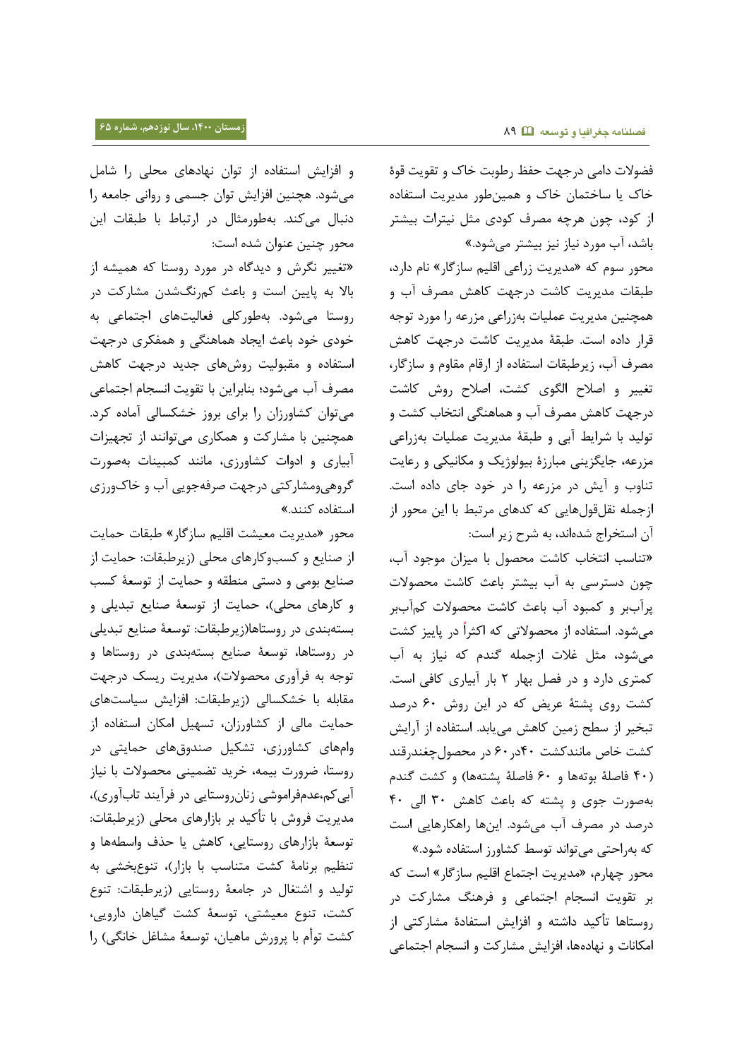فضولات دامی درجهت حفظ رطوبت خاک و تقویت قوهٔ خاک یا ساختمان خاک و همین‌طور مدیریت استفاده از کود، چون هرچه مصرف کودی مثل نیترات بیشتر باشد، آب مورد نیاز نیز بیشتر می‌شود.»

محور سوم که «مدیریت زراعی اقلیم سازگار» نام دارد، طبقات مدیریت کاشت درجهت کاهش مصرف آب و همچنین مدیریت عملیات بهزراعی مزرعه را مورد توجه قرار داده است. طبقهٔ مدیریت کاشت درجهت کاهش مصرف آب، زیرطبقات استفاده از ارقام مقاوم و سازگار، تغییر و اصلاح الگوی کشت، اصلاح روش کاشت درجهت کاهش مصرف آب و هماهنگی انتخاب کشت و تولید با شرایط آبی و طبقهٔ مدیریت عملیات بهزراعی مزرعه، جایگزینی مبارزهٔ بیولوژیک و مکانیکی و رعایت تناوب و آیش در مزرعه را در خود جای داده است. ازجمله نقل‌قول‌هایی که کدهای مرتبط با این محور از آن استخراج شده‌اند، به شرح زیر است:

«تناسب انتخاب کاشت محصول با میزان موجود آب، چون دسترسی به آب بیشتر باعث کاشت محصولات پرآب‌بر و کمبود آب باعث کاشت محصولات کم‌آب‌بر می‌شود. استفاده از محصولاتی که اکثراً در پاییز کشت می‌شود، مثل غلات ازجمله گندم که نیاز به آب کمتری دارد و در فصل بهار ۲ بار آبیاری کافی است. کشت روی پشتهٔ عریض که در این روش ۶۰ درصد تبخیر از سطح زمین کاهش می‌یابد. استفاده از آرایش کشت خاص مانندکشت ۴۰در۶۰ در محصول‌چغندرقند (۴۰ فاصلهٔ بوته‌ها و ۶۰ فاصلهٔ پشته‌ها) و کشت گندم به‌صورت جوی و پشته که باعث کاهش ۳۰ الی ۴۰ درصد در مصرف آب می‌شود. این‌ها راهکارهایی است که به‌راحتی می‌تواند توسط کشاورز استفاده شود.»

محور چهارم، «مدیریت اجتماع اقلیم سازگار» است که بر تقویت انسجام اجتماعی و فرهنگ مشارکت در روستاها تأکید داشته و افزایش استفادهٔ مشارکتی از امکانات و نهاده‌ها، افزایش مشارکت و انسجام اجتماعی و افزایش استفاده از توان نهادهای محلی را شامل می‌شود. همچنین افزایش توان جسمی و روانی جامعه را دنبال می‌کند. به‌طورمثال در ارتباط با طبقات این محور چنین عنوان شده است:

«تغییر نگرش و دیدگاه در مورد روستا که همیشه از بالا به پایین است و باعث کم‌رنگ‌شدن مشارکت در روستا می‌شود. به‌طورکلی فعالیت‌های اجتماعی به خودی خود باعث ایجاد هماهنگی و همفکری درجهت استفاده و مقبولیت روش‌های جدید درجهت کاهش مصرف آب می‌شود؛ بنابراین با تقویت انسجام اجتماعی می‌توان کشاورزان را برای بروز خشکسالی آماده کرد. همچنین با مشارکت و همکاری می‌توانند از تجهیزات آبیاری و ادوات کشاورزی، مانند کمبینات به‌صورت گروهی‌ومشارکتی درجهت صرفه‌جویی آب و خاک‌ورزی استفاده کنند.»

محور «مدیریت معیشت اقلیم سازگار» طبقات حمایت از صنایع و کسب‌وکارهای محلی (زیرطبقات: حمایت از صنایع بومی و دستی منطقه و حمایت از توسعهٔ کسب و کارهای محلی)، حمایت از توسعهٔ صنایع تبدیلی و بسته‌بندی در روستاها(زیرطبقات: توسعهٔ صنایع تبدیلی در روستاها، توسعهٔ صنایع بسته‌بندی در روستاها و توجه به فرآوری محصولات)، مدیریت ریسک درجهت مقابله با خشکسالی (زیرطبقات: افزایش سیاست‌های حمایت مالی از کشاورزان، تسهیل امکان استفاده از وام‌های کشاورزی، تشکیل صندوق‌های حمایتی در روستا، ضرورت بیمه، خرید تضمینی محصولات با نیاز آبی کم،عدم‌فراموشی زنان‌روستایی در فرآیند تاب‌آوری)، مدیریت فروش با تأکید بر بازارهای محلی (زیرطبقات: توسعهٔ بازارهای روستایی، کاهش یا حذف واسطه‌ها و تنظیم برنامهٔ کشت متناسب با بازار)، تنوع‌بخشی به تولید و اشتغال در جامعهٔ روستایی (زیرطبقات: تنوع کشت، تنوع معیشتی، توسعهٔ کشت گیاهان دارویی، کشت توأم با پرورش ماهیان، توسعهٔ مشاغل خانگی) را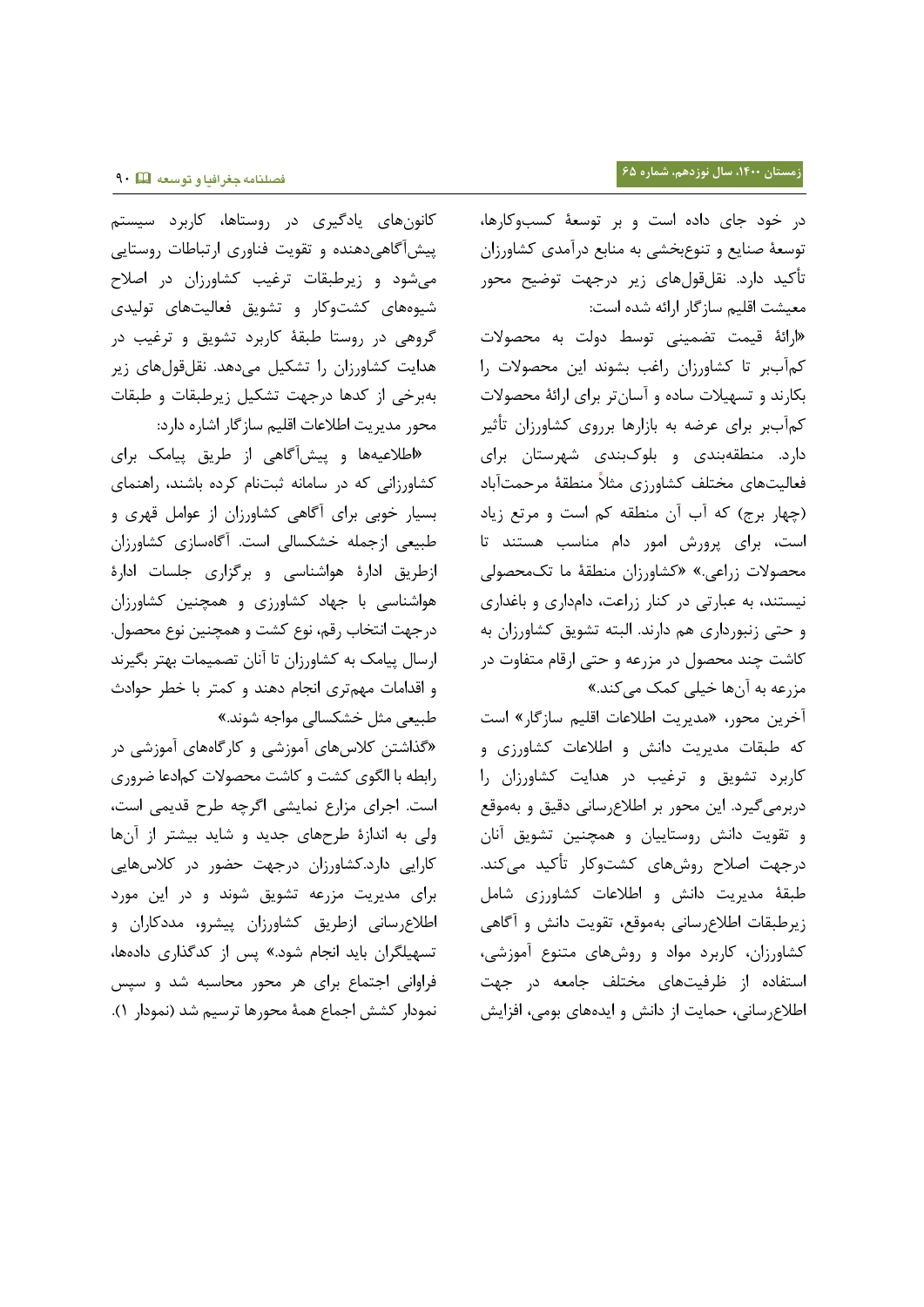در خود جای داده است و بر توسعهٔ کسب‌وکارها، توسعهٔ صنایع و تنوع‌بخشی به منابع درآمدی کشاورزان تأکید دارد. نقل‌قول‌های زیر درجهت توضیح محور معیشت اقلیم سازگار ارائه شده است:

«ارائهٔ قیمت تضمینی توسط دولت به محصولات کم‌آب‌بر تا کشاورزان راغب بشوند این محصولات را بکارند و تسهیلات ساده و آسان‌تر برای ارائهٔ محصولات کم‌آب‌بر برای عرضه به بازارها برروی کشاورزان تأثیر دارد. منطقه‌بندی و بلوک‌بندی شهرستان برای فعالیت‌های مختلف کشاورزی مثلاً منطقهٔ مرحمت‌آباد (چهار برج) که آب آن منطقه کم است و مرتع زیاد است، برای پرورش امور دام مناسب هستند تا محصولات زراعی.» «کشاورزان منطقهٔ ما تک‌محصولی نیستند، به عبارتی در کنار زراعت، دامداری و باغداری و حتی زنبورداری هم دارند. البته تشویق کشاورزان به کاشت چند محصول در مزرعه و حتی ارقام متفاوت در مزرعه به آن‌ها خیلی کمک می‌کند.»

آخرین محور، «مدیریت اطلاعات اقلیم سازگار» است که طبقات مدیریت دانش و اطلاعات کشاورزی و کاربرد تشویق و ترغیب در هدایت کشاورزان را دربرمی‌گیرد. این محور بر اطلاع‌رسانی دقیق و به‌موقع و تقویت دانش روستاییان و همچنین تشویق آنان درجهت اصلاح روش‌های کشت‌وکار تأکید می‌کند. طبقهٔ مدیریت دانش و اطلاعات کشاورزی شامل زیرطبقات اطلاع‌رسانی به‌موقع، تقویت دانش و آگاهی کشاورزان، کاربرد مواد و روش‌های متنوع آموزشی، استفاده از ظرفیت‌های مختلف جامعه در جهت اطلاع‌رسانی، حمایت از دانش و ایده‌های بومی، افزایش کانون‌های یادگیری در روستاها، کاربرد سیستم پیش‌آگاهی‌دهنده و تقویت فناوری ارتباطات روستایی می‌شود و زیرطبقات ترغیب کشاورزان در اصلاح شیوه‌های کشت‌وکار و تشویق فعالیت‌های تولیدی گروهی در روستا طبقهٔ کاربرد تشویق و ترغیب در هدایت کشاورزان را تشکیل می‌دهد. نقل‌قول‌های زیر به‌برخی از کدها درجهت تشکیل زیرطبقات و طبقات محور مدیریت اطلاعات اقلیم سازگار اشاره دارد:

«اطلاعیه‌ها و پیش‌آگاهی از طریق پیامک برای کشاورزانی که در سامانه ثبت‌نام کرده باشند، راهنمای بسیار خوبی برای آگاهی کشاورزان از عوامل قهری و طبیعی ازجمله خشکسالی است. آگاه‌سازی کشاورزان ازطریق ادارهٔ هواشناسی و برگزاری جلسات ادارهٔ هواشناسی با جهاد کشاورزی و همچنین کشاورزان درجهت انتخاب رقم، نوع کشت و همچنین نوع محصول. ارسال پیامک به کشاورزان تا آنان تصمیمات بهتر بگیرند و اقدامات مهم‌تری انجام دهند و کمتر با خطر حوادث طبیعی مثل خشکسالی مواجه شوند.»

«گذاشتن کلاس‌های آموزشی و کارگاه‌های آموزشی در رابطه با الگوی کشت و کاشت محصولات کم‌ادعا ضروری است. اجرای مزارع نمایشی اگرچه طرح قدیمی است، ولی به اندازهٔ طرح‌های جدید و شاید بیشتر از آن‌ها کارایی دارد.کشاورزان درجهت حضور در کلاس‌هایی برای مدیریت مزرعه تشویق شوند و در این مورد اطلاع‌رسانی ازطریق کشاورزان پیشرو، مددکاران و تسهیلگران باید انجام شود.» پس از کدگذاری داده‌ها، فراوانی اجتماع برای هر محور محاسبه شد و سپس نمودار کشش اجماع همهٔ محورها ترسیم شد (نمودار ۱).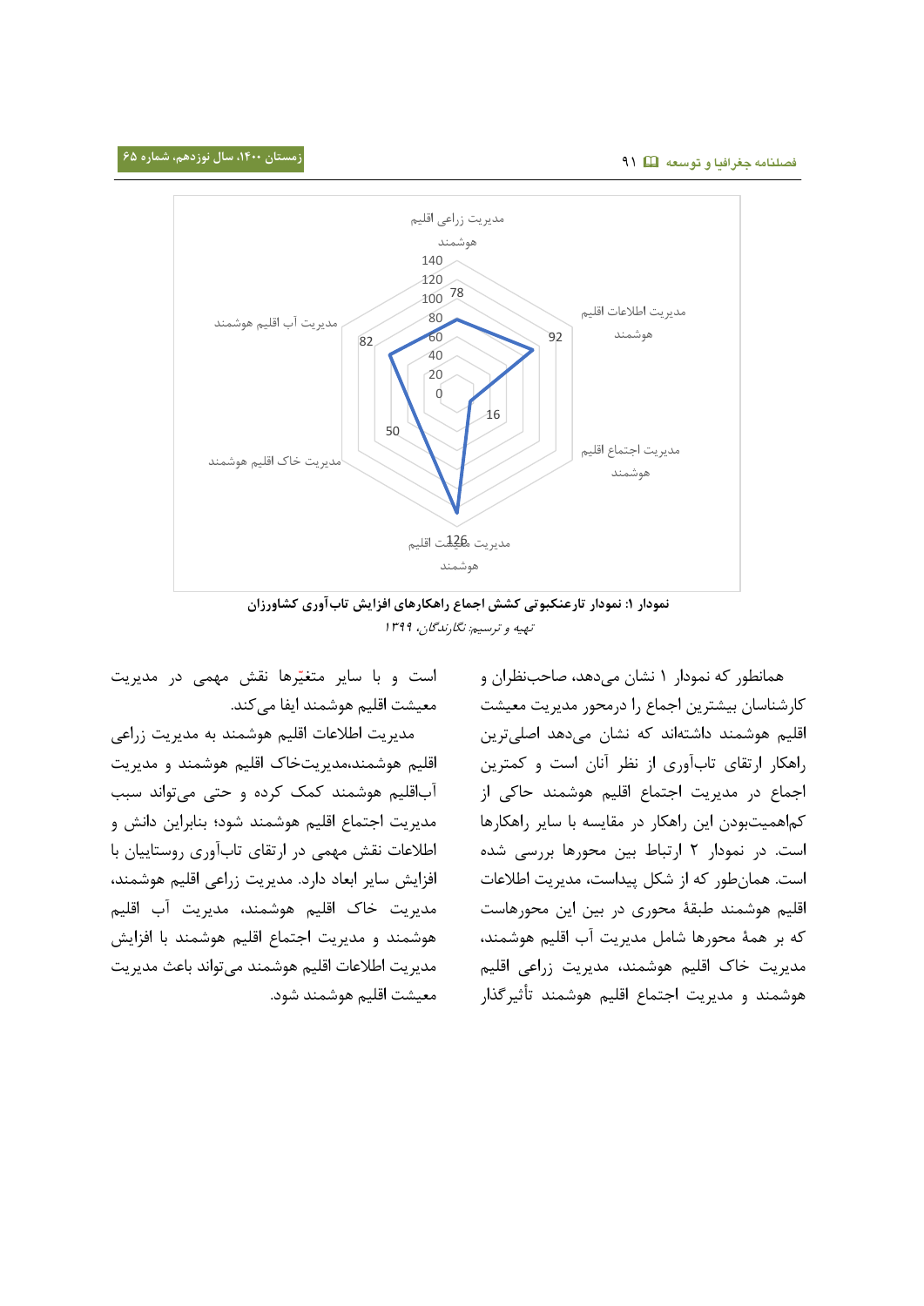مدیریت زراعی اقلیم هوشمند

مدیریت اطلاعات اقلیم هوشمند

مدیریت اجتماع اقلیم هوشمند

مدیریت سلامت اقلیم هوشمند

مدیریت خاک اقلیم هوشمند

مدیریت آب اقلیم هوشمند

| محور | مقدار |
|---|---|
| مدیریت زراعی اقلیم هوشمند | 78 |
| مدیریت اطلاعات اقلیم هوشمند | 92 |
| مدیریت اجتماع اقلیم هوشمند | 16 |
| مدیریت سلامت اقلیم هوشمند | 126 |
| مدیریت خاک اقلیم هوشمند | 50 |
| مدیریت آب اقلیم هوشمند | 82 |

**نمودار ۱: نمودار تارعنکبوتی کشش اجماع راهکارهای افزایش تاب‌آوری کشاورزان**

*تهیه و ترسیم: نگارندگان، ۱۳۹۹*

همانطور که نمودار ۱ نشان می‌دهد، صاحب‌نظران و کارشناسان بیشترین اجماع را درمحور مدیریت معیشت اقلیم هوشمند داشته‌اند که نشان می‌دهد اصلی‌ترین راهکار ارتقای تاب‌آوری از نظر آنان است و کمترین اجماع در مدیریت اجتماع اقلیم هوشمند حاکی از کم‌اهمیت‌بودن این راهکار در مقایسه با سایر راهکارها است. در نمودار ۲ ارتباط بین محورها بررسی شده است. همان‌طور که از شکل پیداست، مدیریت اطلاعات اقلیم هوشمند طبقهٔ محوری در بین این محورهاست که بر همهٔ محورها شامل مدیریت آب اقلیم هوشمند، مدیریت خاک اقلیم هوشمند، مدیریت زراعی اقلیم هوشمند و مدیریت اجتماع اقلیم هوشمند تأثیرگذار است و با سایر متغیّرها نقش مهمی در مدیریت معیشت اقلیم هوشمند ایفا می‌کند.

مدیریت اطلاعات اقلیم هوشمند به مدیریت زراعی اقلیم هوشمند،مدیریت‌خاک اقلیم هوشمند و مدیریت آب‌اقلیم هوشمند کمک کرده و حتی می‌تواند سبب مدیریت اجتماع اقلیم هوشمند شود؛ بنابراین دانش و اطلاعات نقش مهمی در ارتقای تاب‌آوری روستاییان با افزایش سایر ابعاد دارد. مدیریت زراعی اقلیم هوشمند، مدیریت خاک اقلیم هوشمند، مدیریت آب اقلیم هوشمند و مدیریت اجتماع اقلیم هوشمند با افزایش مدیریت اطلاعات اقلیم هوشمند می‌تواند باعث مدیریت معیشت اقلیم هوشمند شود.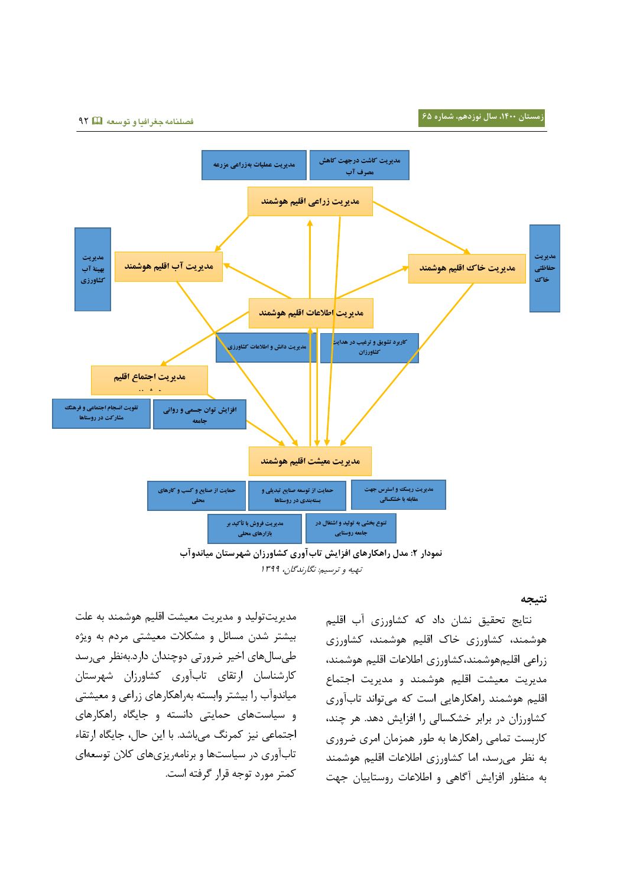نمودار ۲: مدل راهکارهای افزایش تاب‌آوری کشاورزان شهرستان میاندوآب

تهیه و ترسیم: نگارندگان، ۱۳۹۹

## نتیجه

نتایج تحقیق نشان داد که کشاورزی آب اقلیم هوشمند، کشاورزی خاک اقلیم هوشمند، کشاورزی زراعی اقلیم‌هوشمند،کشاورزی اطلاعات اقلیم هوشمند، مدیریت معیشت اقلیم هوشمند و مدیریت اجتماع اقلیم هوشمند راهکارهایی است که می‌تواند تاب‌آوری کشاورزان در برابر خشکسالی را افزایش دهد. هر چند، کاربست تمامی راهکارها به طور همزمان امری ضروری به نظر می‌رسد، اما کشاورزی اطلاعات اقلیم هوشمند به منظور افزایش آگاهی و اطلاعات روستاییان جهت مدیریت‌تولید و مدیریت معیشت اقلیم هوشمند به علت بیشتر شدن مسائل و مشکلات معیشتی مردم به ویژه طی‌سال‌های اخیر ضرورتی دوچندان دارد.به‌نظر می‌رسد کارشناسان ارتقای تاب‌آوری کشاورزان شهرستان میاندوآب را بیشتر وابسته به‌راهکارهای زراعی و معیشتی و سیاست‌های حمایتی دانسته و جایگاه راهکارهای اجتماعی نیز کمرنگ می‌باشد. با این حال، جایگاه ارتقاء تاب‌آوری در سیاست‌ها و برنامه‌ریزی‌های کلان توسعه‌ای کمتر مورد توجه قرار گرفته است.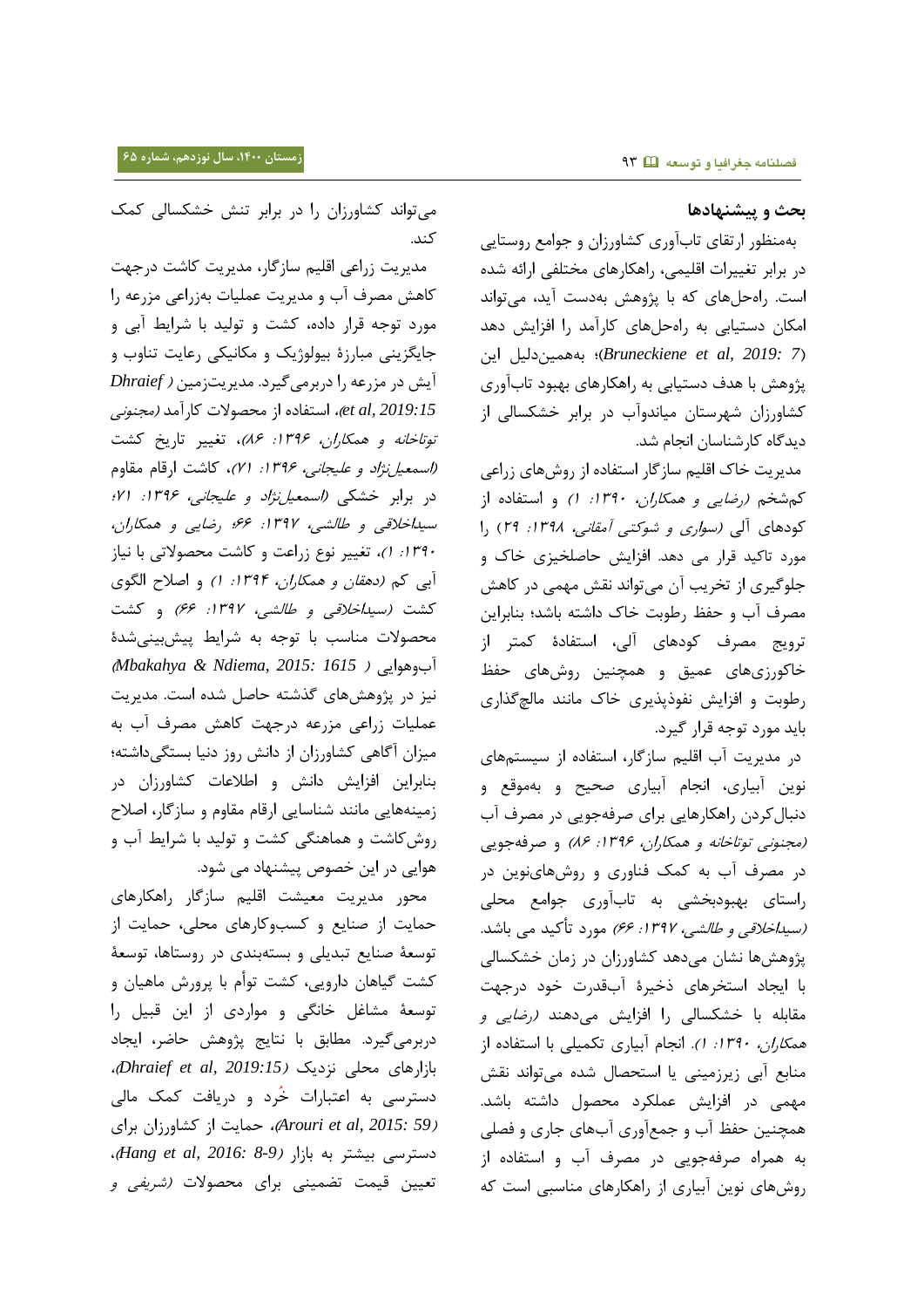## بحث و پیشنهادها

به‌منظور ارتقای تاب‌آوری کشاورزان و جوامع روستایی در برابر تغییرات اقلیمی، راهکارهای مختلفی ارائه شده است. راه‌حل‌های که با پژوهش به‌دست آید، می‌تواند امکان دستیابی به راه‌حل‌های کارآمد را افزایش دهد (*Bruneckiene et al, 2019: 7*)؛ به‌همین‌دلیل این پژوهش با هدف دستیابی به راهکارهای بهبود تاب‌آوری کشاورزان شهرستان میاندوآب در برابر خشکسالی از دیدگاه کارشناسان انجام شد.

مدیریت خاک اقلیم سازگار استفاده از روش‌های زراعی کم‌شخم (*رضایی و همکاران، ۱۳۹۰: ۱*) و استفاده از کودهای آلی (*سواری و شوکتی آمقانی، ۱۳۹۸: ۲۹*) را مورد تاکید قرار می دهد. افزایش حاصلخیزی خاک و جلوگیری از تخریب آن می‌تواند نقش مهمی در کاهش مصرف آب و حفظ رطوبت خاک داشته باشد؛ بنابراین ترویج مصرف کودهای آلی، استفادهٔ کمتر از خاکورزی‌های عمیق و همچنین روش‌های حفظ رطوبت و افزایش نفوذپذیری خاک مانند مالچ‌گذاری باید مورد توجه قرار گیرد.

در مدیریت آب اقلیم سازگار، استفاده از سیستم‌های نوین آبیاری، انجام آبیاری صحیح و به‌موقع و دنبال‌کردن راهکارهایی برای صرفه‌جویی در مصرف آب (*مجنونی توتاخانه و همکاران، ۱۳۹۶: ۸۶*) و صرفه‌جویی در مصرف آب به کمک فناوری و روش‌های‌نوین در راستای بهبودبخشی به تاب‌آوری جوامع محلی (*سیداخلاقی و طالشی، ۱۳۹۷: ۶۶*) مورد تأکید می باشد. پژوهش‌ها نشان می‌دهد کشاورزان در زمان خشکسالی با ایجاد استخرهای ذخیرهٔ آب‌قدرت خود درجهت مقابله با خشکسالی را افزایش می‌دهند (*رضایی و همکاران، ۱۳۹۰: ۱*). انجام آبیاری تکمیلی با استفاده از منابع آبی زیرزمینی یا استحصال شده می‌تواند نقش مهمی در افزایش عملکرد محصول داشته باشد. همچنین حفظ آب و جمع‌آوری آب‌های جاری و فصلی به همراه صرفه‌جویی در مصرف آب و استفاده از روش‌های نوین آبیاری از راهکارهای مناسبی است که می‌تواند کشاورزان را در برابر تنش خشکسالی کمک کند.

مدیریت زراعی اقلیم سازگار، مدیریت کاشت درجهت کاهش مصرف آب و مدیریت عملیات به‌زراعی مزرعه را مورد توجه قرار داده، کشت و تولید با شرایط آبی و جایگزینی مبارزهٔ بیولوژیک و مکانیکی رعایت تناوب و آیش در مزرعه را دربرمی‌گیرد. مدیریت‌زمین (*Dhraief et al, 2019:15*)، استفاده از محصولات کارآمد (*مجنونی توتاخانه و همکاران، ۱۳۹۶: ۸۶*)، تغییر تاریخ کشت (*اسمعیل‌نژاد و علیجانی، ۱۳۹۶: ۷۱*)، کاشت ارقام مقاوم در برابر خشکی (*اسمعیل‌نژاد و علیجانی، ۱۳۹۶: ۷۱؛ سیداخلاقی و طالشی، ۱۳۹۷: ۶۶؛ رضایی و همکاران، ۱۳۹۰: ۱*)، تغییر نوع زراعت و کاشت محصولاتی با نیاز آبی کم (*دهقان و همکاران، ۱۳۹۴: ۱*) و اصلاح الگوی کشت (*سیداخلاقی و طالشی، ۱۳۹۷: ۶۶*) و کشت محصولات مناسب با توجه به شرایط پیش‌بینی‌شدهٔ آب‌وهوایی (*Mbakahya & Ndiema, 2015: 1615*) نیز در پژوهش‌های گذشته حاصل شده است. مدیریت عملیات زراعی مزرعه درجهت کاهش مصرف آب به میزان آگاهی کشاورزان از دانش روز دنیا بستگی‌داشته؛ بنابراین افزایش دانش و اطلاعات کشاورزان در زمینه‌هایی مانند شناسایی ارقام مقاوم و سازگار، اصلاح روش‌کاشت و هماهنگی کشت و تولید با شرایط آب و هوایی در این خصوص پیشنهاد می شود.

محور مدیریت معیشت اقلیم سازگار راهکارهای حمایت از صنایع و کسب‌وکارهای محلی، حمایت از توسعهٔ صنایع تبدیلی و بسته‌بندی در روستاها، توسعهٔ کشت گیاهان دارویی، کشت توأم با پرورش ماهیان و توسعهٔ مشاغل خانگی و مواردی از این قبیل را دربرمی‌گیرد. مطابق با نتایج پژوهش حاضر، ایجاد بازارهای محلی نزدیک (*Dhraief et al, 2019:15*)، دسترسی به اعتبارات خُرد و دریافت کمک مالی (*Arouri et al, 2015: 59*)، حمایت از کشاورزان برای دسترسی بیشتر به بازار (*Hang et al, 2016: 8-9*)، تعیین قیمت تضمینی برای محصولات (*شریفی و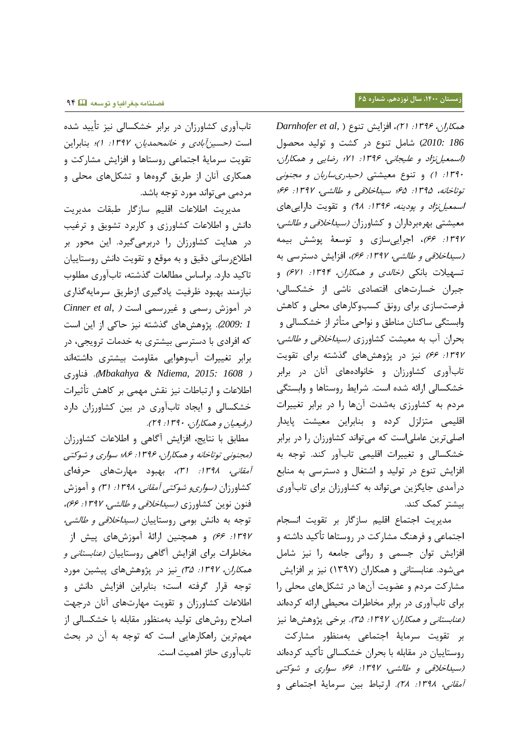همکاران، ۱۳۹۶: ۲۱)، افزایش تنوع (Darnhofer et al, 2010: 186) شامل تنوع در کشت و تولید محصول *(اسمعیل‌نژاد و علیجانی، ۱۳۹۶: ۷۱؛ رضایی و همکاران، ۱۳۹۰: ۱)* و تنوع معیشتی *(حیدری‌ساربان و مجنونی توتاخانه، ۱۳۹۵: ۶۵؛ سیداخلاقی و طالشی، ۱۳۹۷: ۶۶؛ اسمعیل‌نژاد و پودینه، ۱۳۹۶: ۹۸)* و تقویت دارایی‌های معیشتی بهره‌برداران و کشاورزان *(سیداخلاقی و طالشی، ۱۳۹۷: ۶۶)*، اجرایی‌سازی و توسعهٔ پوشش بیمه *(سیداخلاقی و طالشی، ۱۳۹۷: ۶۶)*، افزایش دسترسی به تسهیلات بانکی *(خالدی و همکاران، ۱۳۹۴: ۶۷۱)* و جبران خسارت‌های اقتصادی ناشی از خشکسالی، فرصت‌سازی برای رونق کسب‌وکارهای محلی و کاهش وابستگی ساکنان مناطق و نواحی متأثر از خشکسالی و بحران آب به معیشت کشاورزی *(سیداخلاقی و طالشی، ۱۳۹۷: ۶۶)* نیز در پژوهش‌های گذشته برای تقویت تاب‌آوری کشاورزان و خانواده‌های آنان در برابر خشکسالی ارائه شده است. شرایط روستاها و وابستگی مردم به کشاورزی به‌شدت آن‌ها را در برابر تغییرات اقلیمی متزلزل کرده و بنابراین معیشت پایدار اصلی‌ترین عاملی‌است که می‌تواند کشاورزان را در برابر خشکسالی و تغییرات اقلیمی تاب‌آور کند. توجه به افزایش تنوع در تولید و اشتغال و دسترسی به منابع درآمدی جایگزین می‌تواند به کشاورزان برای تاب‌آوری بیشتر کمک کند.

مدیریت اجتماع اقلیم سازگار بر تقویت انسجام اجتماعی و فرهنگ مشارکت در روستاها تأکید داشته و افزایش توان جسمی و روانی جامعه را نیز شامل می‌شود. عنابستانی و همکاران (۱۳۹۷) نیز بر افزایش مشارکت مردم و عضویت آن‌ها در تشکل‌های محلی را برای تاب‌آوری در برابر مخاطرات محیطی ارائه کرده‌اند *(عنابستانی و همکاران، ۱۳۹۷: ۳۵)*. برخی پژوهش‌ها نیز بر تقویت سرمایهٔ اجتماعی به‌منظور مشارکت روستاییان در مقابله با بحران خشکسالی تأکید کرده‌اند *(سیداخلاقی و طالشی، ۱۳۹۷: ۶۶؛ سواری و شوکتی آمقانی، ۱۳۹۸: ۲۸)*. ارتباط بین سرمایهٔ اجتماعی و تاب‌آوری کشاورزان در برابر خشکسالی نیز تأیید شده است *(حسین‌آبادی و خانمحمدیان، ۱۳۹۷: ۱)*؛ بنابراین تقویت سرمایهٔ اجتماعی روستاها و افزایش مشارکت و همکاری آنان از طریق گروه‌ها و تشکل‌های محلی و مردمی می‌تواند مورد توجه باشد.

مدیریت اطلاعات اقلیم سازگار طبقات مدیریت دانش و اطلاعات کشاورزی و کاربرد تشویق و ترغیب در هدایت کشاورزان را دربرمی‌گیرد. این محور بر اطلاع‌رسانی دقیق و به موقع و تقویت دانش روستاییان تاکید دارد. براساس مطالعات گذشته، تاب‌آوری مطلوب نیازمند بهبود ظرفیت یادگیری ازطریق سرمایه‌گذاری در آموزش رسمی و غیررسمی است (Cinner et al, 2009: 1). پژوهش‌های گذشته نیز حاکی از این است که افرادی با دسترسی بیشتری به خدمات ترویجی، در برابر تغییرات آب‌وهوایی مقاومت بیشتری داشته‌اند (Mbakahya & Ndiema, 2015: 1608). فناوری اطلاعات و ارتباطات نیز نقش مهمی بر کاهش تأثیرات خشکسالی و ایجاد تاب‌آوری در بین کشاورزان دارد *(رفیعیان و همکاران، ۱۳۹۰: ۲۹)*.

مطابق با نتایج، افزایش آگاهی و اطلاعات کشاورزان *(مجنونی توتاخانه و همکاران، ۱۳۹۶: ۸۶؛ سواری و شوکتی آمقانی، ۱۳۹۸: ۳۱)*، بهبود مهارت‌های حرفه‌ای کشاورزان *(سواری‌و شوکتی آمقانی، ۱۳۹۸: ۳۱)* و آموزش فنون نوین کشاورزی *(سیداخلاقی و طالشی، ۱۳۹۷: ۶۶)*، توجه به دانش بومی روستاییان *(سیداخلاقی و طالشی، ۱۳۹۷: ۶۶)* و همچنین ارائهٔ آموزش‌های پیش از مخاطرات برای افزایش آگاهی روستاییان *(عنابستانی و همکاران، ۱۳۹۷: ۳۵)* نیز در پژوهش‌های پیشین مورد توجه قرار گرفته است؛ بنابراین افزایش دانش و اطلاعات کشاورزان و تقویت مهارت‌های آنان درجهت اصلاح روش‌های تولید به‌منظور مقابله با خشکسالی از مهم‌ترین راهکارهایی است که توجه به آن در بحث تاب‌آوری حائز اهمیت است.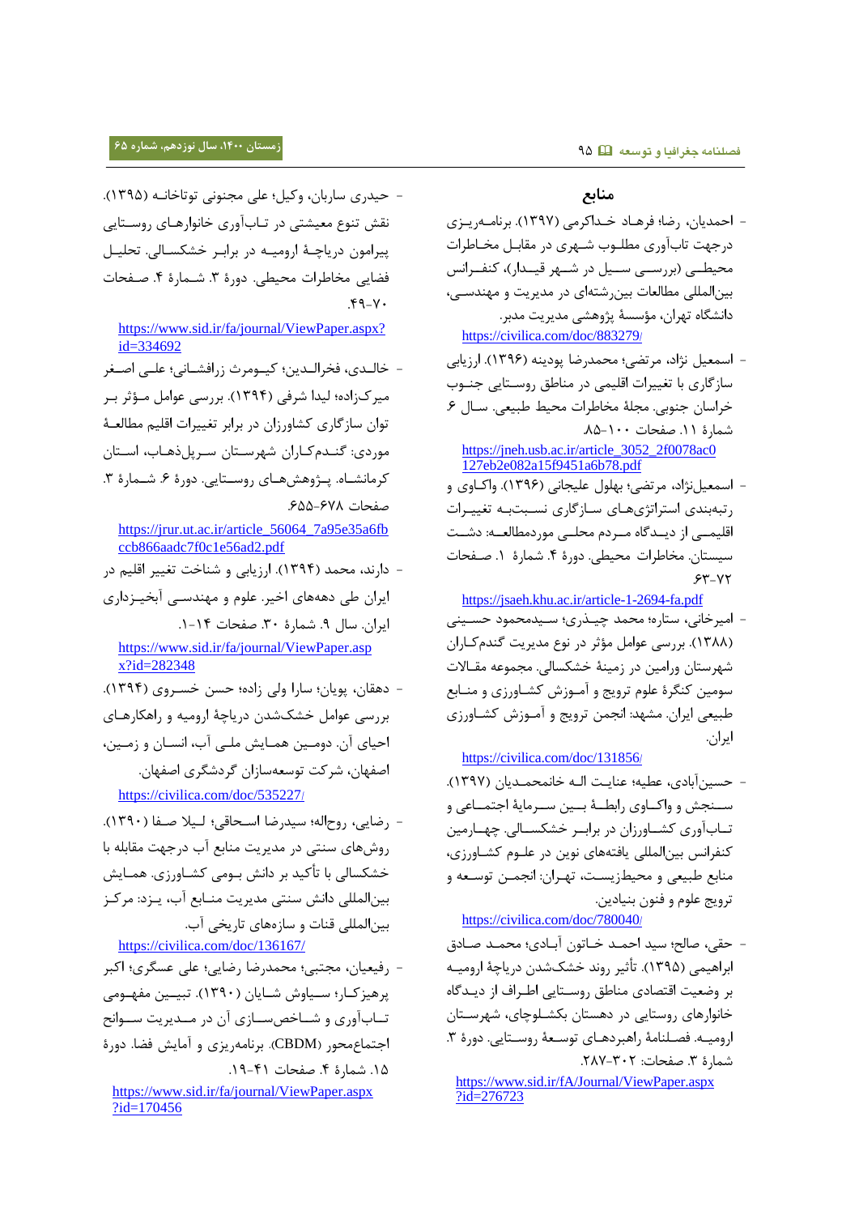## منابع

- احمدیان، رضا؛ فرهاد خداکرمی (۱۳۹۷). برنامه‌ریزی درجهت تاب‌آوری مطلوب شهری در مقابل مخاطرات محیطی (بررسی سیل در شهر قیدار)، کنفرانس بین‌المللی مطالعات بین‌رشته‌ای در مدیریت و مهندسی، دانشگاه تهران، مؤسسهٔ پژوهشی مدیریت مدبر. https://civilica.com/doc/883279/
- اسمعیل نژاد، مرتضی؛ محمدرضا پودینه (۱۳۹۶). ارزیابی سازگاری با تغییرات اقلیمی در مناطق روستایی جنوب خراسان جنوبی. مجلهٔ مخاطرات محیط طبیعی. سال ۶. شمارهٔ ۱۱. صفحات ۱۰۰-۸۵. https://jneh.usb.ac.ir/article_3052_2f0078ac0127eb2e082a15f9451a6b78.pdf
- اسمعیل‌نژاد، مرتضی؛ بهلول علیجانی (۱۳۹۶). واکاوی و رتبه‌بندی استراتژی‌های سازگاری نسبت‌به تغییرات اقلیمی از دیدگاه مردم محلی موردمطالعه: دشت سیستان. مخاطرات محیطی. دورهٔ ۴. شمارهٔ ۱. صفحات ۷۲-۶۳. https://jsaeh.khu.ac.ir/article-1-2694-fa.pdf
- امیرخانی، ستاره؛ محمد چیذری؛ سیدمحمود حسینی (۱۳۸۸). بررسی عوامل مؤثر در نوع مدیریت گندم‌کاران شهرستان ورامین در زمینهٔ خشکسالی. مجموعه مقالات سومین کنگرهٔ علوم ترویج و آموزش کشاورزی و منابع طبیعی ایران. مشهد: انجمن ترویج و آموزش کشاورزی ایران. https://civilica.com/doc/131856/
- حسین‌آبادی، عطیه؛ عنایت اله خانمحمدیان (۱۳۹۷). سنجش و واکاوی رابطهٔ بین سرمایهٔ اجتماعی و تاب‌آوری کشاورزان در برابر خشکسالی. چهارمین کنفرانس بین‌المللی یافته‌های نوین در علوم کشاورزی، منابع طبیعی و محیط‌زیست، تهران: انجمن توسعه و ترویج علوم و فنون بنیادین. https://civilica.com/doc/780040/
- حقی، صالح؛ سید احمد خاتون آبادی؛ محمد صادق ابراهیمی (۱۳۹۵). تأثیر روند خشک‌شدن دریاچهٔ ارومیه بر وضعیت اقتصادی مناطق روستایی اطراف از دیدگاه خانوارهای روستایی در دهستان بکشلوچای، شهرستان ارومیه. فصلنامهٔ راهبردهای توسعهٔ روستایی. دورهٔ ۳. شمارهٔ ۳. صفحات: ۳۰۲-۲۸۷. https://www.sid.ir/fA/Journal/ViewPaper.aspx?id=276723
- حیدری ساربان، وکیل؛ علی مجنونی توتاخانه (۱۳۹۵). نقش تنوع معیشتی در تاب‌آوری خانوارهای روستایی پیرامون دریاچهٔ ارومیه در برابر خشکسالی. تحلیل فضایی مخاطرات محیطی. دورهٔ ۳. شمارهٔ ۴. صفحات ۷۰-۴۹. https://www.sid.ir/fa/journal/ViewPaper.aspx?id=334692
- خالدی، فخرالدین؛ کیومرث زرافشانی؛ علی اصغر میرکزاده؛ لیدا شرفی (۱۳۹۴). بررسی عوامل مؤثر بر توان سازگاری کشاورزان در برابر تغییرات اقلیم مطالعهٔ موردی: گندم‌کاران شهرستان سرپل‌ذهاب، استان کرمانشاه. پژوهش‌های روستایی. دورهٔ ۶. شمارهٔ ۳. صفحات ۶۷۸-۶۵۵. https://jrur.ut.ac.ir/article_56064_7a95e35a6fbccb866aadc7f0c1e56ad2.pdf
- دارند، محمد (۱۳۹۴). ارزیابی و شناخت تغییر اقلیم در ایران طی دهه‌های اخیر. علوم و مهندسی آبخیزداری ایران. سال ۹. شمارهٔ ۳۰. صفحات ۱۴-۱. https://www.sid.ir/fa/journal/ViewPaper.aspx?id=282348
- دهقان، پویان؛ سارا ولی زاده؛ حسن خسروی (۱۳۹۴). بررسی عوامل خشک‌شدن دریاچهٔ ارومیه و راهکارهای احیای آن. دومین همایش ملی آب، انسان و زمین، اصفهان، شرکت توسعه‌سازان گردشگری اصفهان. https://civilica.com/doc/535227/
- رضایی، روح‌اله؛ سیدرضا اسحاقی؛ لیلا صفا (۱۳۹۰). روش‌های سنتی در مدیریت منابع آب درجهت مقابله با خشکسالی با تأکید بر دانش بومی کشاورزی. همایش بین‌المللی دانش سنتی مدیریت منابع آب، یزد: مرکز بین‌المللی قنات و سازه‌های تاریخی آب. https://civilica.com/doc/136167/
- رفیعیان، مجتبی؛ محمدرضا رضایی؛ علی عسگری؛ اکبر پرهیزکار؛ سیاوش شایان (۱۳۹۰). تبیین مفهومی تاب‌آوری و شاخص‌سازی آن در مدیریت سوانح اجتماع‌محور (CBDM). برنامه‌ریزی و آمایش فضا. دورهٔ ۱۵. شمارهٔ ۴. صفحات ۴۱-۱۹. https://www.sid.ir/fa/journal/ViewPaper.aspx?id=170456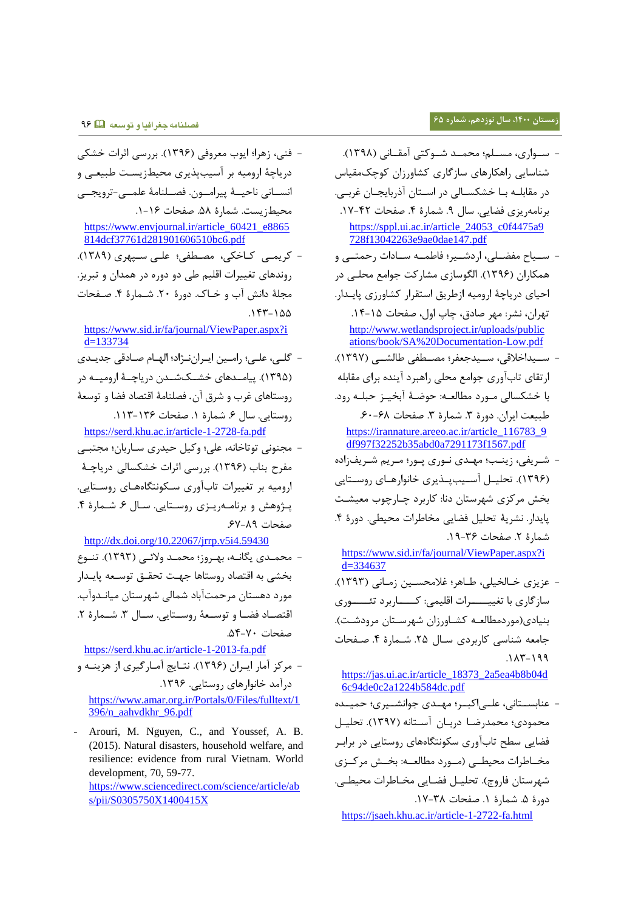- سـواری، مسـلم؛ محمـد شـوکتی آمقـانی (۱۳۹۸). شناسایی راهکارهای سازگاری کشاورزان کوچک‌مقیاس در مقابلـه بـا خشکسـالی در اسـتان آذربایجـان غربـی. برنامه‌ریزی فضایی. سال ۹. شمارۀ ۴. صفحات ۴۲-۱۷. https://sppl.ui.ac.ir/article_24053_c0f4475a9728f13042263e9ae0dae147.pdf
- سـیاح مفضـلی، اردشـیر؛ فاطمـه سـادات رحمتـی و همکاران (۱۳۹۶). الگوسازی مشارکت جوامع محلـی در احیای دریاچۀ ارومیه ازطریق استقرار کشاورزی پایـدار. تهران، نشر: مهر صادق، چاپ اول، صفحات ۱۵-۱۴. http://www.wetlandsproject.ir/uploads/publications/book/SA%20Documentation-Low.pdf
- سـیداخلاقی، سـیدجعفر؛ مصـطفی طالشـی (۱۳۹۷). ارتقای تاب‌آوری جوامع محلی راهبرد آینده برای مقابله با خشکسالی مـورد مطالعـه: حوضـۀ آبخیـز حبلـه رود. طبیعت ایران. دورۀ ۳. شمارۀ ۳. صفحات ۶۸-۶۰. https://irannature.areeo.ac.ir/article_116783_9df997f32252b35abd0a7291173f1567.pdf
- شـریفی، زینـب؛ مهـدی نـوری پـور؛ مـریم شـریف‌زاده (۱۳۹۶). تحلیـل آسـیب‌پـذیری خانوارهـای روسـتایی بخش مرکزی شهرستان دنا: کاربرد چـارچوب معیشـت پایدار. نشریۀ تحلیل فضایی مخاطرات محیطی. دورۀ ۴. شمارۀ ۲. صفحات ۳۶-۱۹. https://www.sid.ir/fa/journal/ViewPaper.aspx?id=334637
- عزیزی خـالخیلی، طـاهر؛ غلامحسـین زمـانی (۱۳۹۳). سازگاری با تغییـــرات اقلیمی: کـــاربرد تئـــوری بنیادی(موردمطالعـه کشـاورزان شهرسـتان مرودشـت). جامعه شناسی کاربردی سـال ۲۵. شمارۀ ۴. صـفحات ۱۸۳-۱۹۹. https://jas.ui.ac.ir/article_18373_2a5ea4b8b04d6c94de0c2a1224b584dc.pdf
- عنابسـتانی، علـی‌اکبـر؛ مهـدی جوانشـیری؛ حمیـده محمودی؛ محمدرضـا دربـان آسـتانه (۱۳۹۷). تحلیـل فضایی سطح تاب‌آوری سکونتگاه‌های روستایی در برابـر مخـاطرات محیطـی (مـورد مطالعـه: بخـش مرکـزی شهرستان فاروج). تحلیل فضـایی مخـاطرات محیطـی. دورۀ ۵. شمارۀ ۱. صفحات ۳۸-۱۷. https://jsaeh.khu.ac.ir/article-1-2722-fa.html
- فنی، زهرا؛ ایوب معروفی (۱۳۹۶). بررسی اثرات خشکی دریاچۀ ارومیه بر آسیب‌پذیری محیط‌زیسـت طبیعـی و انسـانی ناحیـۀ پیرامـون. فصـلنامۀ علمـی-ترویجـی محیط‌زیست. شمارۀ ۵۸. صفحات ۱۶-۱. https://www.envjournal.ir/article_60421_e8865814dcf37761d281901606510bc6.pdf
- کریمـی کـاخکی، مصـطفی؛ علـی سـپهری (۱۳۸۹). روندهای تغییرات اقلیم طی دو دوره در همدان و تبریز. مجلۀ دانش آب و خـاک. دورۀ ۲۰. شـمارۀ ۴. صـفحات ۱۴۳-۱۵۵. https://www.sid.ir/fa/journal/ViewPaper.aspx?id=133734
- گلـی، علـی؛ رامـین ایـران‌نـژاد؛ الهـام صـادقی جدیـدی (۱۳۹۵). پیامـدهای خشـک‌شـدن دریاچـۀ ارومیـه در روستاهای غرب و شرق آن. فصلنامۀ اقتصاد فضا و توسعۀ روستایی. سال ۶. شمارۀ ۱. صفحات ۱۳۶-۱۱۳. https://serd.khu.ac.ir/article-1-2728-fa.pdf
- مجنونی توتاخانه، علی؛ وکیل حیدری سـاربان؛ مجتبـی مفرح بناب (۱۳۹۶). بررسی اثرات خشکسالی دریاچـۀ ارومیه بر تغییرات تاب‌آوری سـکونتگاه‌هـای روسـتایی. پـژوهش و برنامـه‌ریـزی روسـتایی. سـال ۶. شـمارۀ ۴. صفحات ۸۹-۶۷. http://dx.doi.org/10.22067/jrrp.v5i4.59430
- محمـدی یگانـه، بهـروز؛ محمـد ولائـی (۱۳۹۳). تنـوع بخشی به اقتصاد روستاها جهـت تحقـق توسـعه پایـدار مورد دهستان مرحمت‌آباد شمالی شهرسـتان میانـدوآب. اقتصـاد فضـا و توسـعۀ روسـتایی. سـال ۳. شـمارۀ ۲. صفحات ۷۰-۵۴. https://serd.khu.ac.ir/article-1-2013-fa.pdf
- مرکز آمار ایـران (۱۳۹۶). نتـایج آمـارگیری از هزینـه و درآمد خانوارهای روستایی. ۱۳۹۶. https://www.amar.org.ir/Portals/0/Files/fulltext/1396/n_aahvdkhr_96.pdf
- Arouri, M. Nguyen, C., and Youssef, A. B. (2015). Natural disasters, household welfare, and resilience: evidence from rural Vietnam. World development, 70, 59-77. https://www.sciencedirect.com/science/article/abs/pii/S0305750X1400415X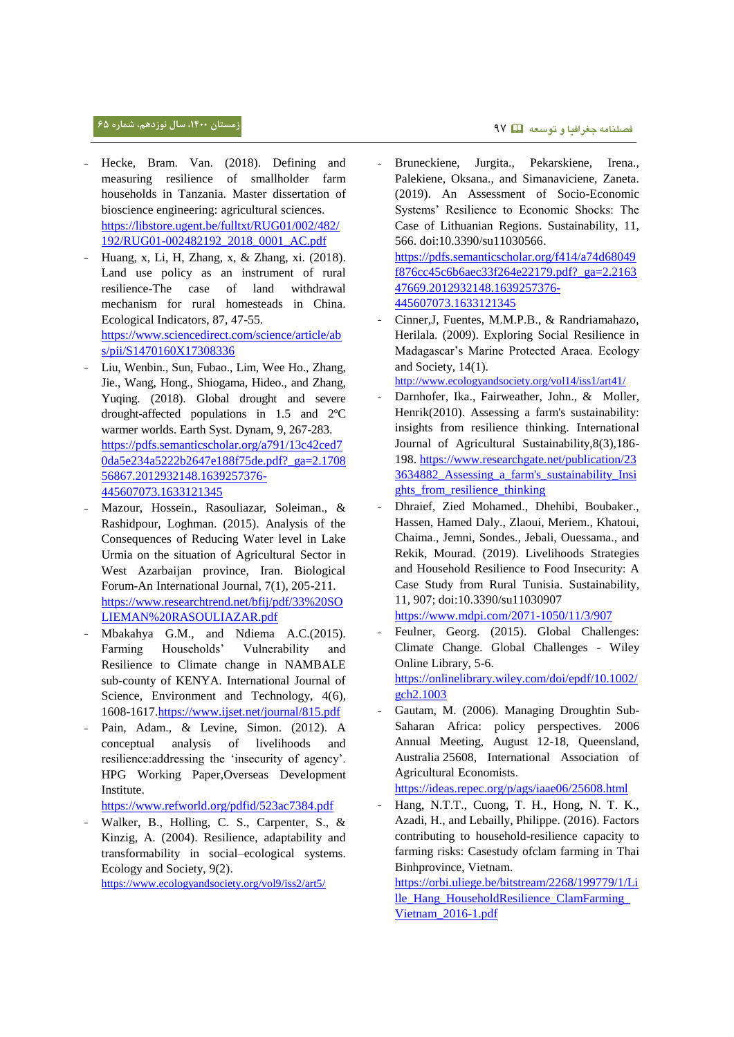- Hecke, Bram. Van. (2018). Defining and measuring resilience of smallholder farm households in Tanzania. Master dissertation of bioscience engineering: agricultural sciences. https://libstore.ugent.be/fulltxt/RUG01/002/482/192/RUG01-002482192_2018_0001_AC.pdf
- Huang, x, Li, H, Zhang, x, & Zhang, xi. (2018). Land use policy as an instrument of rural resilience-The case of land withdrawal mechanism for rural homesteads in China. Ecological Indicators, 87, 47-55. https://www.sciencedirect.com/science/article/abs/pii/S1470160X17308336
- Liu, Wenbin., Sun, Fubao., Lim, Wee Ho., Zhang, Jie., Wang, Hong., Shiogama, Hideo., and Zhang, Yuqing. (2018). Global drought and severe drought-affected populations in 1.5 and 2ºC warmer worlds. Earth Syst. Dynam, 9, 267-283. https://pdfs.semanticscholar.org/a791/13c42ced70da5e234a5222b2647e188f75de.pdf?_ga=2.170856867.2012932148.1639257376-445607073.1633121345
- Mazour, Hossein., Rasouliazar, Soleiman., & Rashidpour, Loghman. (2015). Analysis of the Consequences of Reducing Water level in Lake Urmia on the situation of Agricultural Sector in West Azarbaijan province, Iran. Biological Forum-An International Journal, 7(1), 205-211. https://www.researchtrend.net/bfij/pdf/33%20SOLIEMAN%20RASOULIAZAR.pdf
- Mbakahya G.M., and Ndiema A.C.(2015). Farming Households' Vulnerability and Resilience to Climate change in NAMBALE sub-county of KENYA. International Journal of Science, Environment and Technology, 4(6), 1608-1617.https://www.ijset.net/journal/815.pdf
- Pain, Adam., & Levine, Simon. (2012). A conceptual analysis of livelihoods and resilience:addressing the 'insecurity of agency'. HPG Working Paper,Overseas Development Institute. https://www.refworld.org/pdfid/523ac7384.pdf
- Walker, B., Holling, C. S., Carpenter, S., & Kinzig, A. (2004). Resilience, adaptability and transformability in social–ecological systems. Ecology and Society, 9(2). https://www.ecologyandsociety.org/vol9/iss2/art5/
- Bruneckiene, Jurgita., Pekarskiene, Irena., Palekiene, Oksana., and Simanaviciene, Zaneta. (2019). An Assessment of Socio-Economic Systems' Resilience to Economic Shocks: The Case of Lithuanian Regions. Sustainability, 11, 566. doi:10.3390/su11030566. https://pdfs.semanticscholar.org/f414/a74d68049f876cc45c6b6aec33f264e22179.pdf?_ga=2.216347669.2012932148.1639257376-445607073.1633121345
- Cinner,J, Fuentes, M.M.P.B., & Randriamahazo, Herilala. (2009). Exploring Social Resilience in Madagascar's Marine Protected Araea. Ecology and Society, 14(1). http://www.ecologyandsociety.org/vol14/iss1/art41/
- Darnhofer, Ika., Fairweather, John., & Moller, Henrik(2010). Assessing a farm's sustainability: insights from resilience thinking. International Journal of Agricultural Sustainability,8(3),186-198. https://www.researchgate.net/publication/233634882_Assessing_a_farm's_sustainability_Insights_from_resilience_thinking
- Dhraief, Zied Mohamed., Dhehibi, Boubaker., Hassen, Hamed Daly., Zlaoui, Meriem., Khatoui, Chaima., Jemni, Sondes., Jebali, Ouessama., and Rekik, Mourad. (2019). Livelihoods Strategies and Household Resilience to Food Insecurity: A Case Study from Rural Tunisia. Sustainability, 11, 907; doi:10.3390/su11030907 https://www.mdpi.com/2071-1050/11/3/907
- Feulner, Georg. (2015). Global Challenges: Climate Change. Global Challenges - Wiley Online Library, 5-6. https://onlinelibrary.wiley.com/doi/epdf/10.1002/gch2.1003
- Gautam, M. (2006). Managing Droughtin Sub-Saharan Africa: policy perspectives. 2006 Annual Meeting, August 12-18, Queensland, Australia 25608, International Association of Agricultural Economists. https://ideas.repec.org/p/ags/iaae06/25608.html
- Hang, N.T.T., Cuong, T. H., Hong, N. T. K., Azadi, H., and Lebailly, Philippe. (2016). Factors contributing to household-resilience capacity to farming risks: Casestudy ofclam farming in Thai Binhprovince, Vietnam. https://orbi.uliege.be/bitstream/2268/199779/1/Lille_Hang_HouseholdResilience_ClamFarming_Vietnam_2016-1.pdf